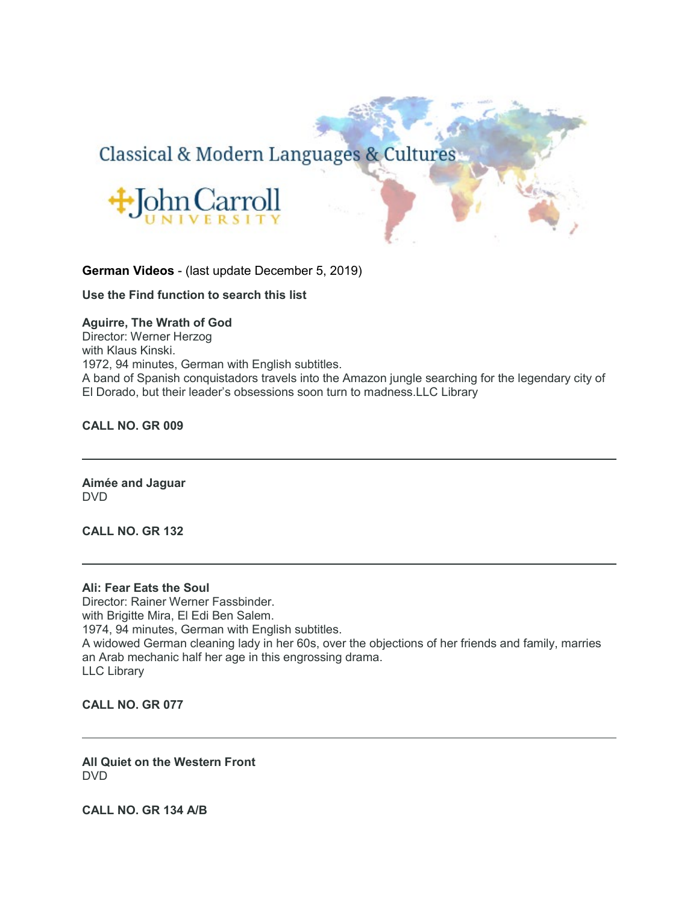Classical & Modern Languages & Cultures

John Carroll University

**German Videos** - (last update December 5, 2019)

**Use the Find function to search this list**

**Aguirre, The Wrath of God**
Director: Werner Herzog
with Klaus Kinski.
1972, 94 minutes, German with English subtitles.
A band of Spanish conquistadors travels into the Amazon jungle searching for the legendary city of El Dorado, but their leader's obsessions soon turn to madness.LLC Library

**CALL NO. GR 009**

---

**Aimée and Jaguar**
DVD

**CALL NO. GR 132**

---

**Ali: Fear Eats the Soul**
Director: Rainer Werner Fassbinder.
with Brigitte Mira, El Edi Ben Salem.
1974, 94 minutes, German with English subtitles.
A widowed German cleaning lady in her 60s, over the objections of her friends and family, marries an Arab mechanic half her age in this engrossing drama.
LLC Library

**CALL NO. GR 077**

---

**All Quiet on the Western Front**
DVD

**CALL NO. GR 134 A/B**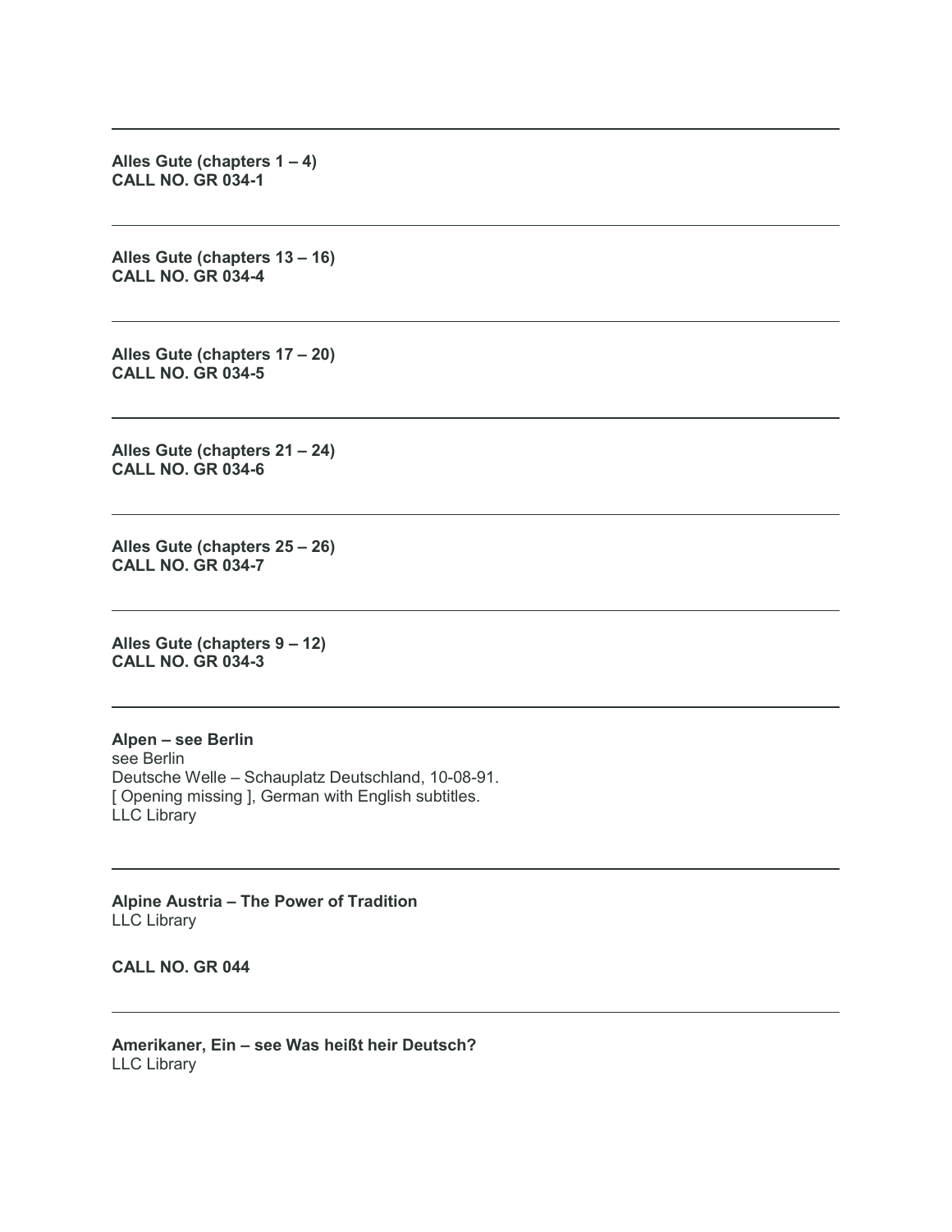---

**Alles Gute (chapters 1 – 4)**
**CALL NO. GR 034-1**

---

**Alles Gute (chapters 13 – 16)**
**CALL NO. GR 034-4**

---

**Alles Gute (chapters 17 – 20)**
**CALL NO. GR 034-5**

---

**Alles Gute (chapters 21 – 24)**
**CALL NO. GR 034-6**

---

**Alles Gute (chapters 25 – 26)**
**CALL NO. GR 034-7**

---

**Alles Gute (chapters 9 – 12)**
**CALL NO. GR 034-3**

---

**Alpen – see Berlin**
see Berlin
Deutsche Welle – Schauplatz Deutschland, 10-08-91.
[ Opening missing ], German with English subtitles.
LLC Library

---

**Alpine Austria – The Power of Tradition**
LLC Library

**CALL NO. GR 044**

---

**Amerikaner, Ein – see Was heißt heir Deutsch?**
LLC Library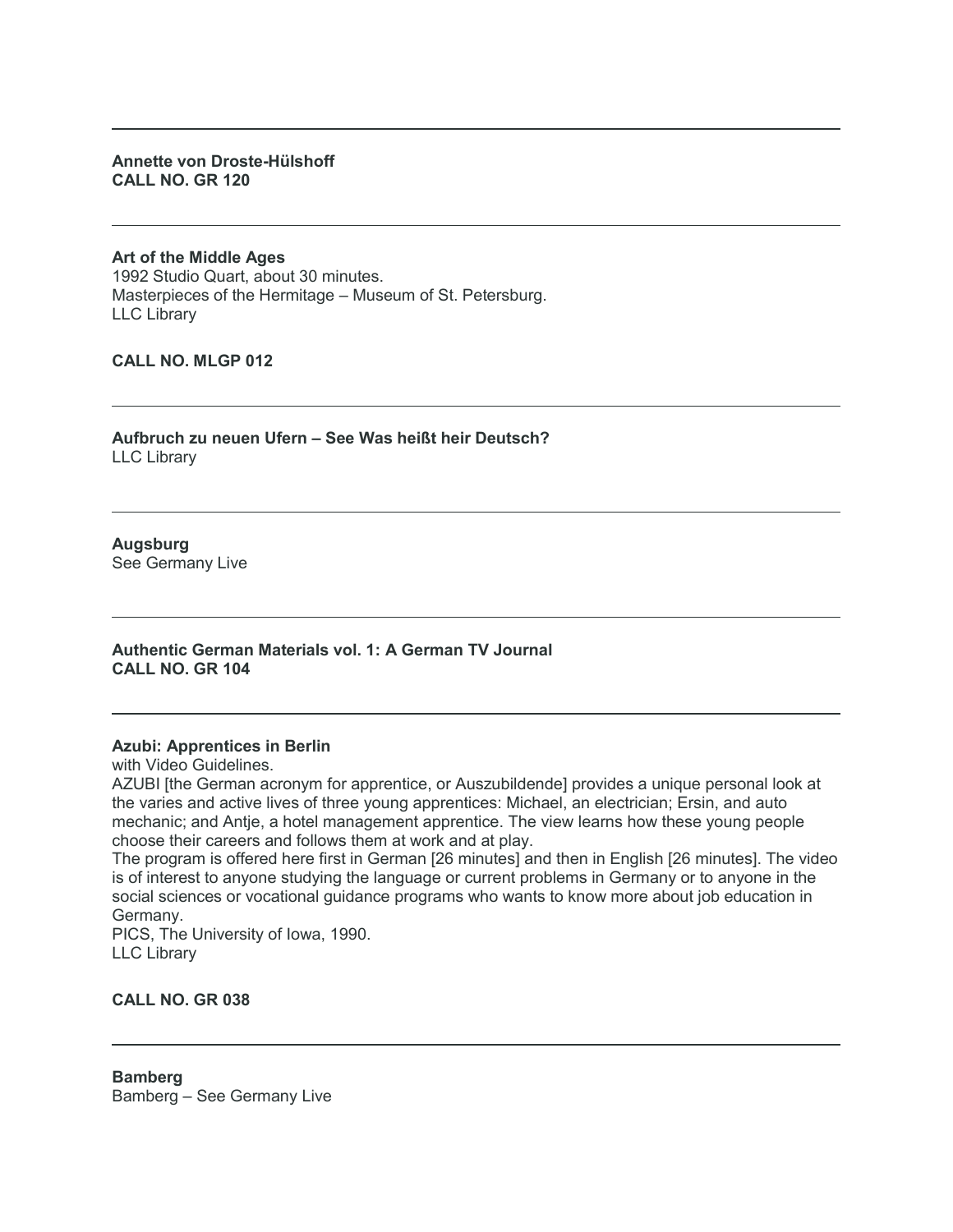---

**Annette von Droste-Hülshoff**
**CALL NO. GR 120**

---

**Art of the Middle Ages**
1992 Studio Quart, about 30 minutes.
Masterpieces of the Hermitage – Museum of St. Petersburg.
LLC Library

**CALL NO. MLGP 012**

---

**Aufbruch zu neuen Ufern – See Was heißt heir Deutsch?**
LLC Library

---

**Augsburg**
See Germany Live

---

**Authentic German Materials vol. 1: A German TV Journal**
**CALL NO. GR 104**

---

**Azubi: Apprentices in Berlin**
with Video Guidelines.
AZUBI [the German acronym for apprentice, or Auszubildende] provides a unique personal look at the varies and active lives of three young apprentices: Michael, an electrician; Ersin, and auto mechanic; and Antje, a hotel management apprentice. The view learns how these young people choose their careers and follows them at work and at play.
The program is offered here first in German [26 minutes] and then in English [26 minutes]. The video is of interest to anyone studying the language or current problems in Germany or to anyone in the social sciences or vocational guidance programs who wants to know more about job education in Germany.
PICS, The University of Iowa, 1990.
LLC Library

**CALL NO. GR 038**

---

**Bamberg**
Bamberg – See Germany Live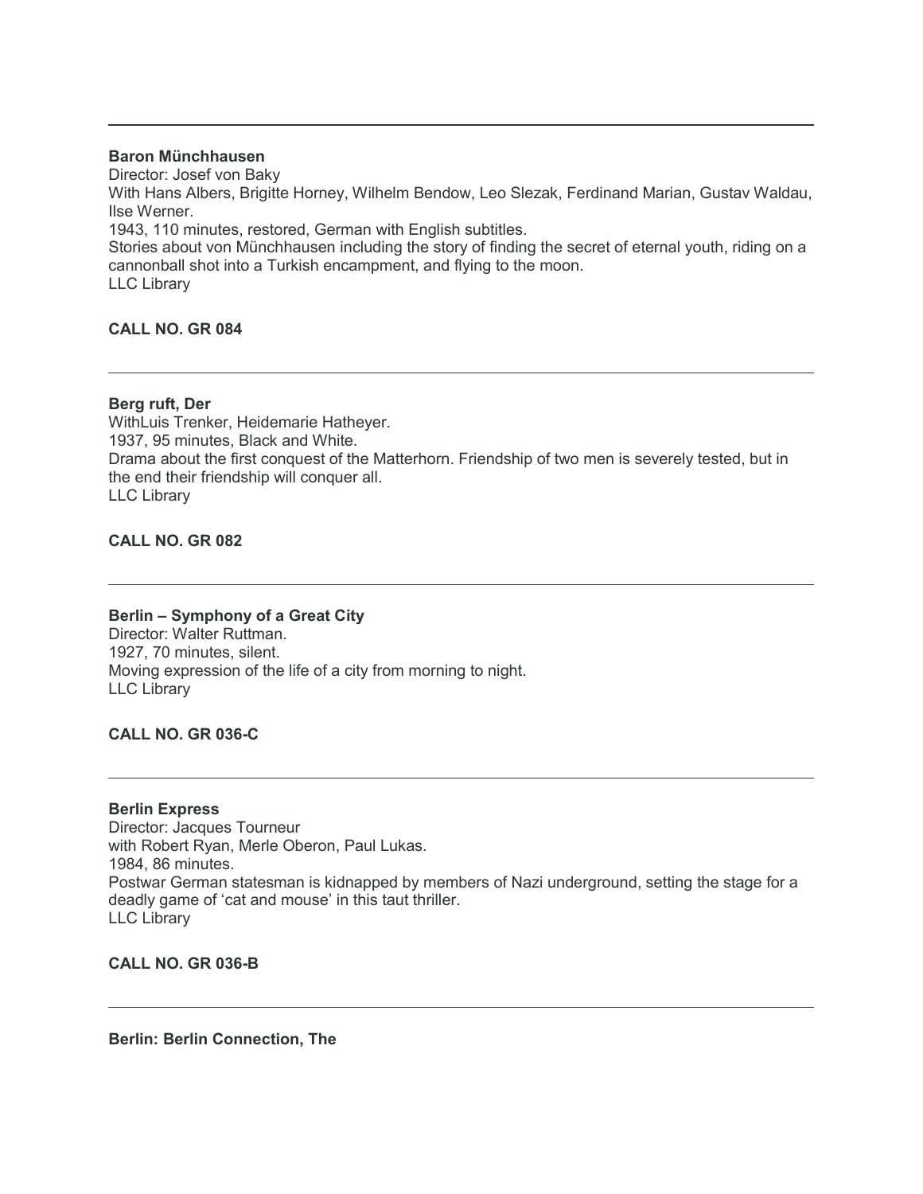---

**Baron Münchhausen**
Director: Josef von Baky
With Hans Albers, Brigitte Horney, Wilhelm Bendow, Leo Slezak, Ferdinand Marian, Gustav Waldau, Ilse Werner.
1943, 110 minutes, restored, German with English subtitles.
Stories about von Münchhausen including the story of finding the secret of eternal youth, riding on a cannonball shot into a Turkish encampment, and flying to the moon.
LLC Library

**CALL NO. GR 084**

---

**Berg ruft, Der**
WithLuis Trenker, Heidemarie Hatheyer.
1937, 95 minutes, Black and White.
Drama about the first conquest of the Matterhorn. Friendship of two men is severely tested, but in the end their friendship will conquer all.
LLC Library

**CALL NO. GR 082**

---

**Berlin – Symphony of a Great City**
Director: Walter Ruttman.
1927, 70 minutes, silent.
Moving expression of the life of a city from morning to night.
LLC Library

**CALL NO. GR 036-C**

---

**Berlin Express**
Director: Jacques Tourneur
with Robert Ryan, Merle Oberon, Paul Lukas.
1984, 86 minutes.
Postwar German statesman is kidnapped by members of Nazi underground, setting the stage for a deadly game of 'cat and mouse' in this taut thriller.
LLC Library

**CALL NO. GR 036-B**

---

**Berlin: Berlin Connection, The**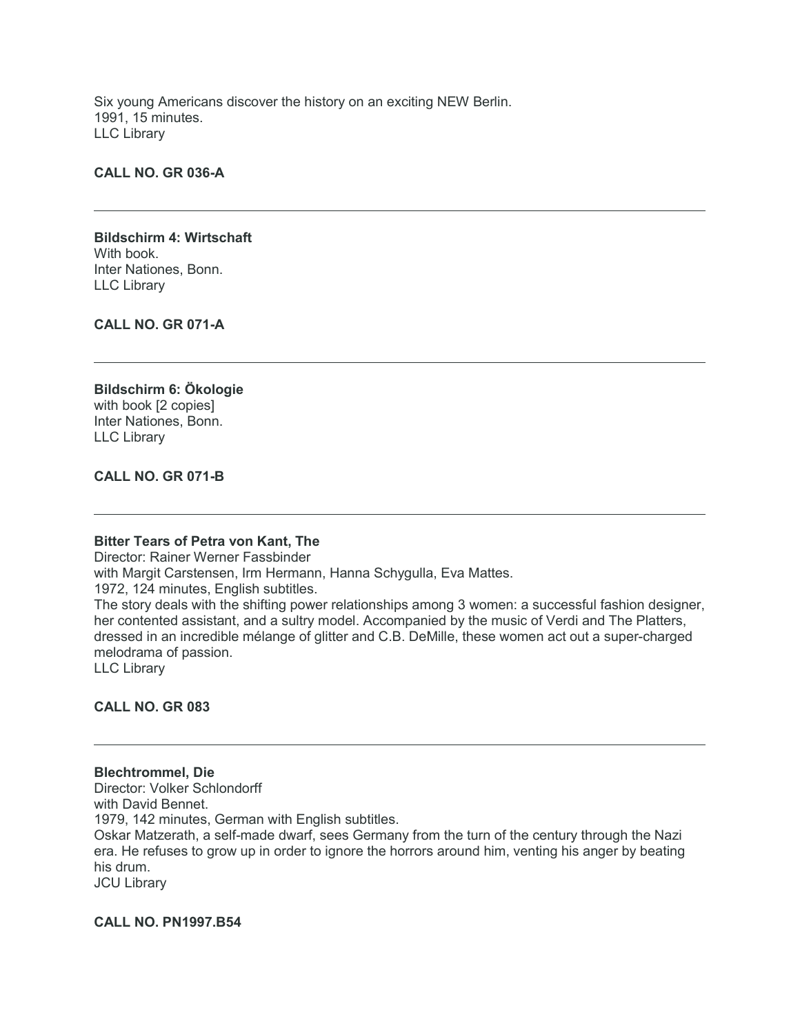Six young Americans discover the history on an exciting NEW Berlin.
1991, 15 minutes.
LLC Library

**CALL NO. GR 036-A**

---

**Bildschirm 4: Wirtschaft**
With book.
Inter Nationes, Bonn.
LLC Library

**CALL NO. GR 071-A**

---

**Bildschirm 6: Ökologie**
with book [2 copies]
Inter Nationes, Bonn.
LLC Library

**CALL NO. GR 071-B**

---

**Bitter Tears of Petra von Kant, The**
Director: Rainer Werner Fassbinder
with Margit Carstensen, Irm Hermann, Hanna Schygulla, Eva Mattes.
1972, 124 minutes, English subtitles.
The story deals with the shifting power relationships among 3 women: a successful fashion designer, her contented assistant, and a sultry model. Accompanied by the music of Verdi and The Platters, dressed in an incredible mélange of glitter and C.B. DeMille, these women act out a super-charged melodrama of passion.
LLC Library

**CALL NO. GR 083**

---

**Blechtrommel, Die**
Director: Volker Schlondorff
with David Bennet.
1979, 142 minutes, German with English subtitles.
Oskar Matzerath, a self-made dwarf, sees Germany from the turn of the century through the Nazi era. He refuses to grow up in order to ignore the horrors around him, venting his anger by beating his drum.
JCU Library

**CALL NO. PN1997.B54**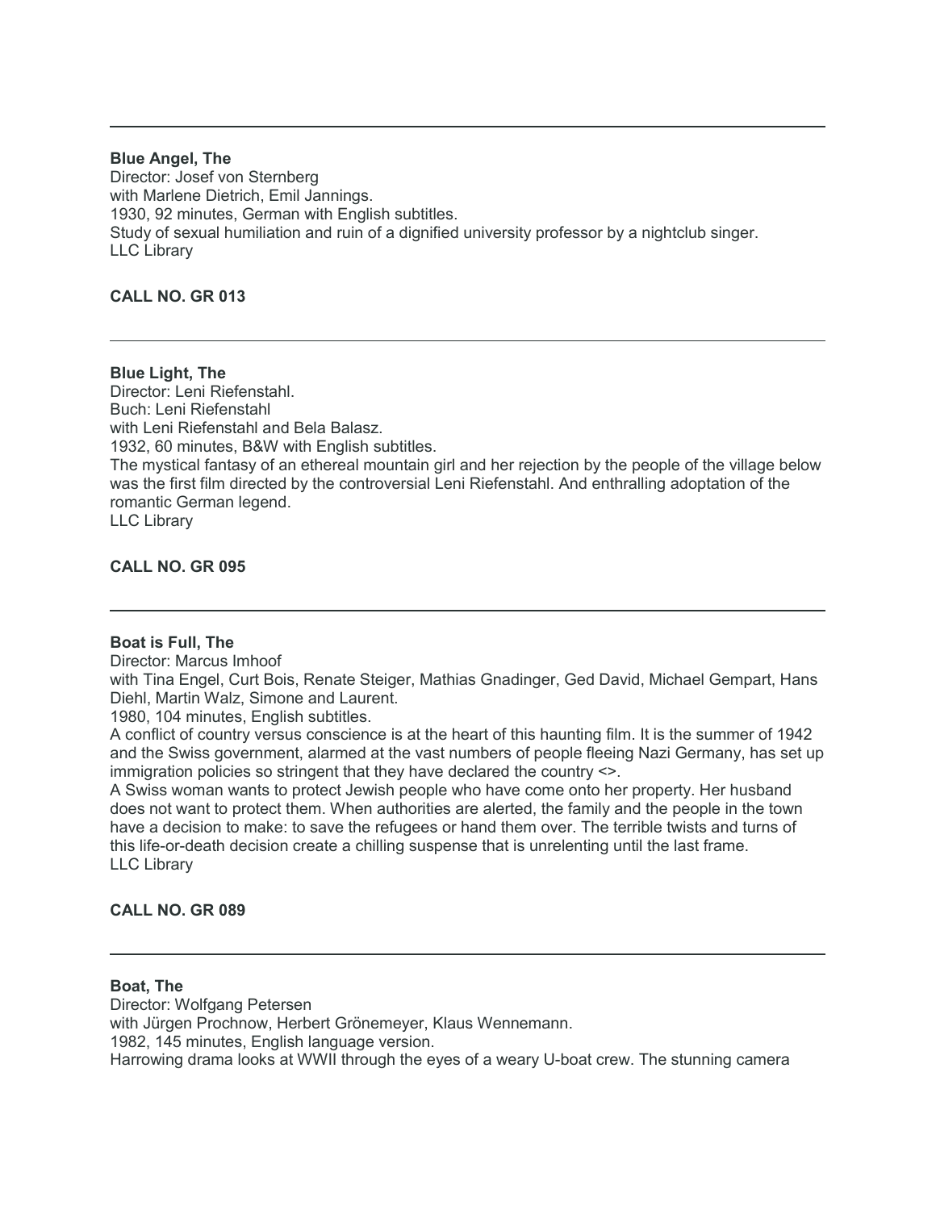---

**Blue Angel, The**
Director: Josef von Sternberg
with Marlene Dietrich, Emil Jannings.
1930, 92 minutes, German with English subtitles.
Study of sexual humiliation and ruin of a dignified university professor by a nightclub singer.
LLC Library

**CALL NO. GR 013**

---

**Blue Light, The**
Director: Leni Riefenstahl.
Buch: Leni Riefenstahl
with Leni Riefenstahl and Bela Balasz.
1932, 60 minutes, B&W with English subtitles.
The mystical fantasy of an ethereal mountain girl and her rejection by the people of the village below was the first film directed by the controversial Leni Riefenstahl. And enthralling adoptation of the romantic German legend.
LLC Library

**CALL NO. GR 095**

---

**Boat is Full, The**
Director: Marcus Imhoof
with Tina Engel, Curt Bois, Renate Steiger, Mathias Gnadinger, Ged David, Michael Gempart, Hans Diehl, Martin Walz, Simone and Laurent.
1980, 104 minutes, English subtitles.
A conflict of country versus conscience is at the heart of this haunting film. It is the summer of 1942 and the Swiss government, alarmed at the vast numbers of people fleeing Nazi Germany, has set up immigration policies so stringent that they have declared the country <>.
A Swiss woman wants to protect Jewish people who have come onto her property. Her husband does not want to protect them. When authorities are alerted, the family and the people in the town have a decision to make: to save the refugees or hand them over. The terrible twists and turns of this life-or-death decision create a chilling suspense that is unrelenting until the last frame.
LLC Library

**CALL NO. GR 089**

---

**Boat, The**
Director: Wolfgang Petersen
with Jürgen Prochnow, Herbert Grönemeyer, Klaus Wennemann.
1982, 145 minutes, English language version.
Harrowing drama looks at WWII through the eyes of a weary U-boat crew. The stunning camera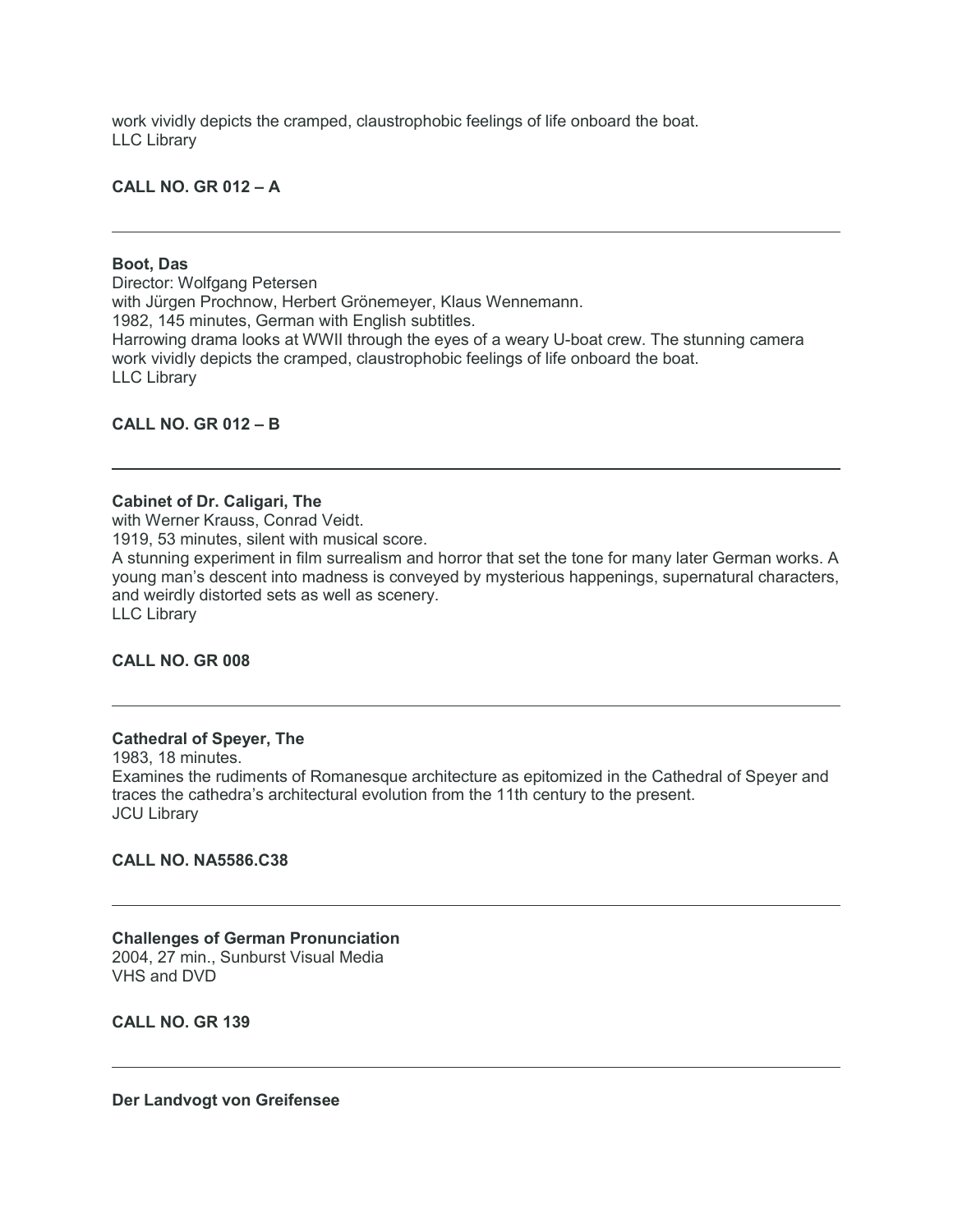work vividly depicts the cramped, claustrophobic feelings of life onboard the boat.
LLC Library

**CALL NO. GR 012 – A**

---

**Boot, Das**
Director: Wolfgang Petersen
with Jürgen Prochnow, Herbert Grönemeyer, Klaus Wennemann.
1982, 145 minutes, German with English subtitles.
Harrowing drama looks at WWII through the eyes of a weary U-boat crew. The stunning camera work vividly depicts the cramped, claustrophobic feelings of life onboard the boat.
LLC Library

**CALL NO. GR 012 – B**

---

**Cabinet of Dr. Caligari, The**
with Werner Krauss, Conrad Veidt.
1919, 53 minutes, silent with musical score.
A stunning experiment in film surrealism and horror that set the tone for many later German works. A young man's descent into madness is conveyed by mysterious happenings, supernatural characters, and weirdly distorted sets as well as scenery.
LLC Library

**CALL NO. GR 008**

---

**Cathedral of Speyer, The**
1983, 18 minutes.
Examines the rudiments of Romanesque architecture as epitomized in the Cathedral of Speyer and traces the cathedra's architectural evolution from the 11th century to the present.
JCU Library

**CALL NO. NA5586.C38**

---

**Challenges of German Pronunciation**
2004, 27 min., Sunburst Visual Media
VHS and DVD

**CALL NO. GR 139**

---

**Der Landvogt von Greifensee**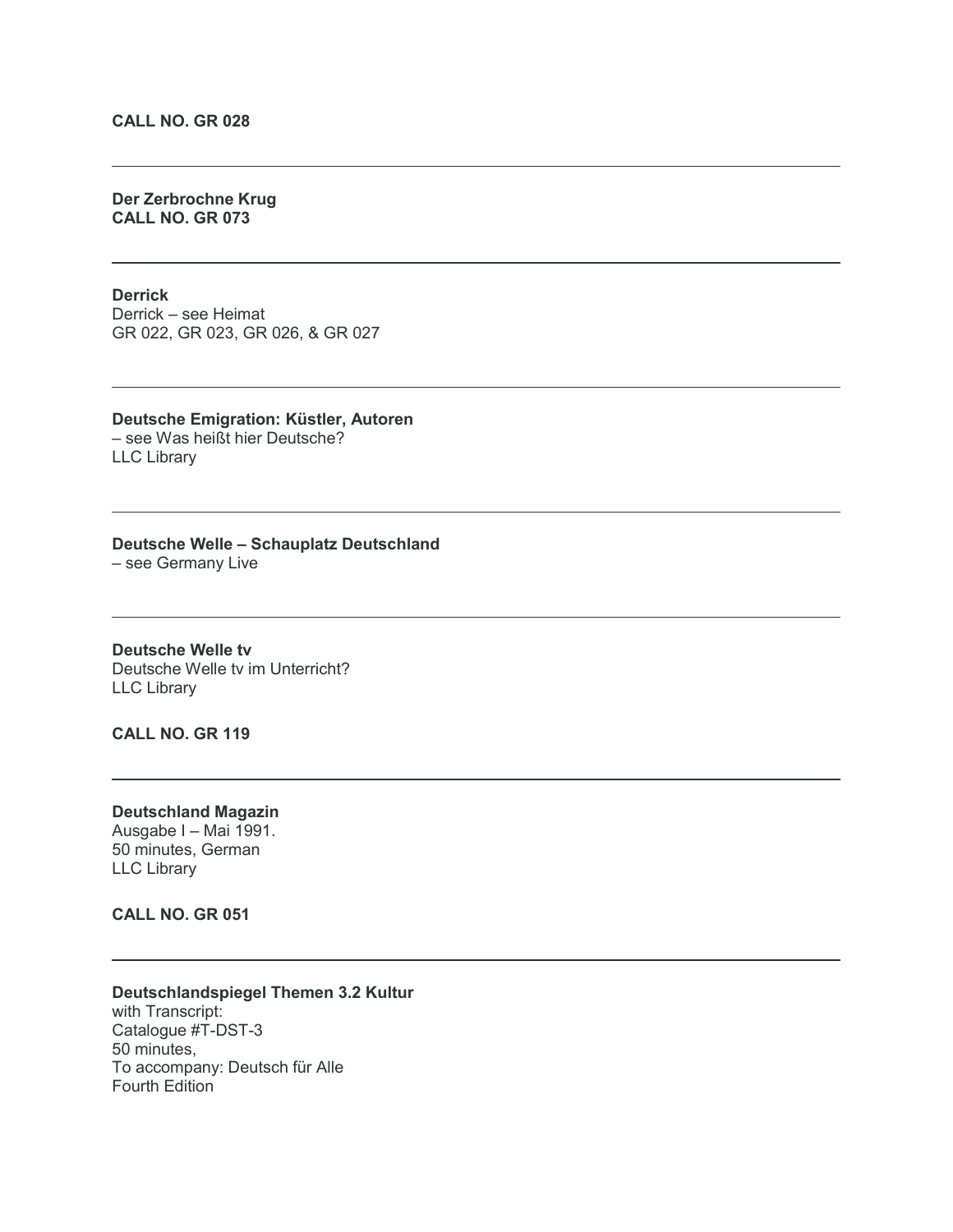**CALL NO. GR 028**

---

**Der Zerbrochne Krug**
**CALL NO. GR 073**

---

**Derrick**
Derrick – see Heimat
GR 022, GR 023, GR 026, & GR 027

---

**Deutsche Emigration: Küstler, Autoren**
– see Was heißt hier Deutsche?
LLC Library

---

**Deutsche Welle – Schauplatz Deutschland**
– see Germany Live

---

**Deutsche Welle tv**
Deutsche Welle tv im Unterricht?
LLC Library

**CALL NO. GR 119**

---

**Deutschland Magazin**
Ausgabe I – Mai 1991.
50 minutes, German
LLC Library

**CALL NO. GR 051**

---

**Deutschlandspiegel Themen 3.2 Kultur**
with Transcript:
Catalogue #T-DST-3
50 minutes,
To accompany: Deutsch für Alle
Fourth Edition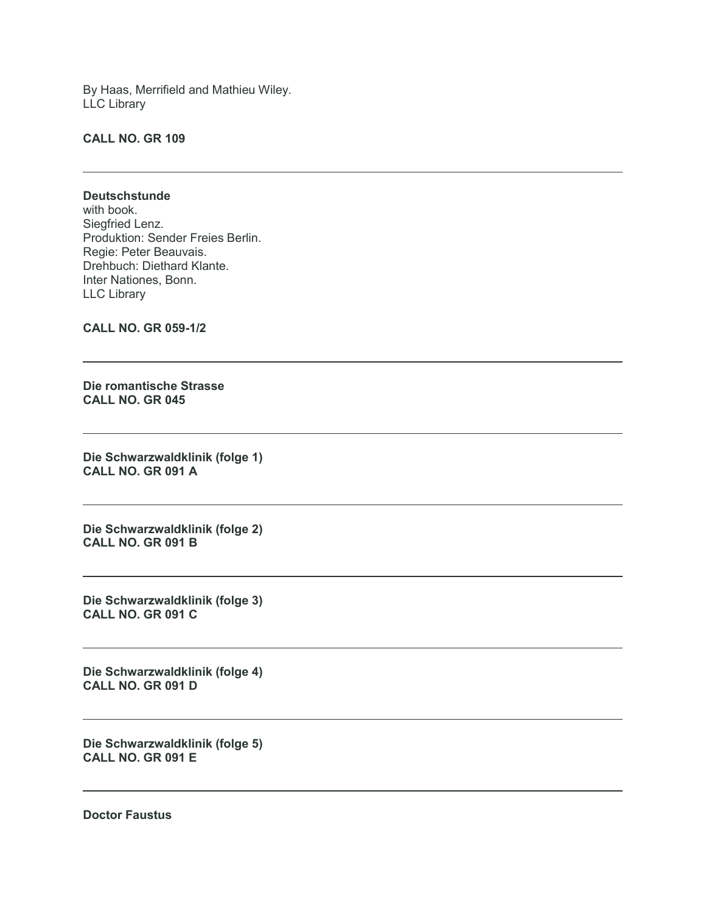By Haas, Merrifield and Mathieu Wiley.
LLC Library

**CALL NO. GR 109**

---

**Deutschstunde**
with book.
Siegfried Lenz.
Produktion: Sender Freies Berlin.
Regie: Peter Beauvais.
Drehbuch: Diethard Klante.
Inter Nationes, Bonn.
LLC Library

**CALL NO. GR 059-1/2**

---

**Die romantische Strasse**
**CALL NO. GR 045**

---

**Die Schwarzwaldklinik (folge 1)**
**CALL NO. GR 091 A**

---

**Die Schwarzwaldklinik (folge 2)**
**CALL NO. GR 091 B**

---

**Die Schwarzwaldklinik (folge 3)**
**CALL NO. GR 091 C**

---

**Die Schwarzwaldklinik (folge 4)**
**CALL NO. GR 091 D**

---

**Die Schwarzwaldklinik (folge 5)**
**CALL NO. GR 091 E**

---

**Doctor Faustus**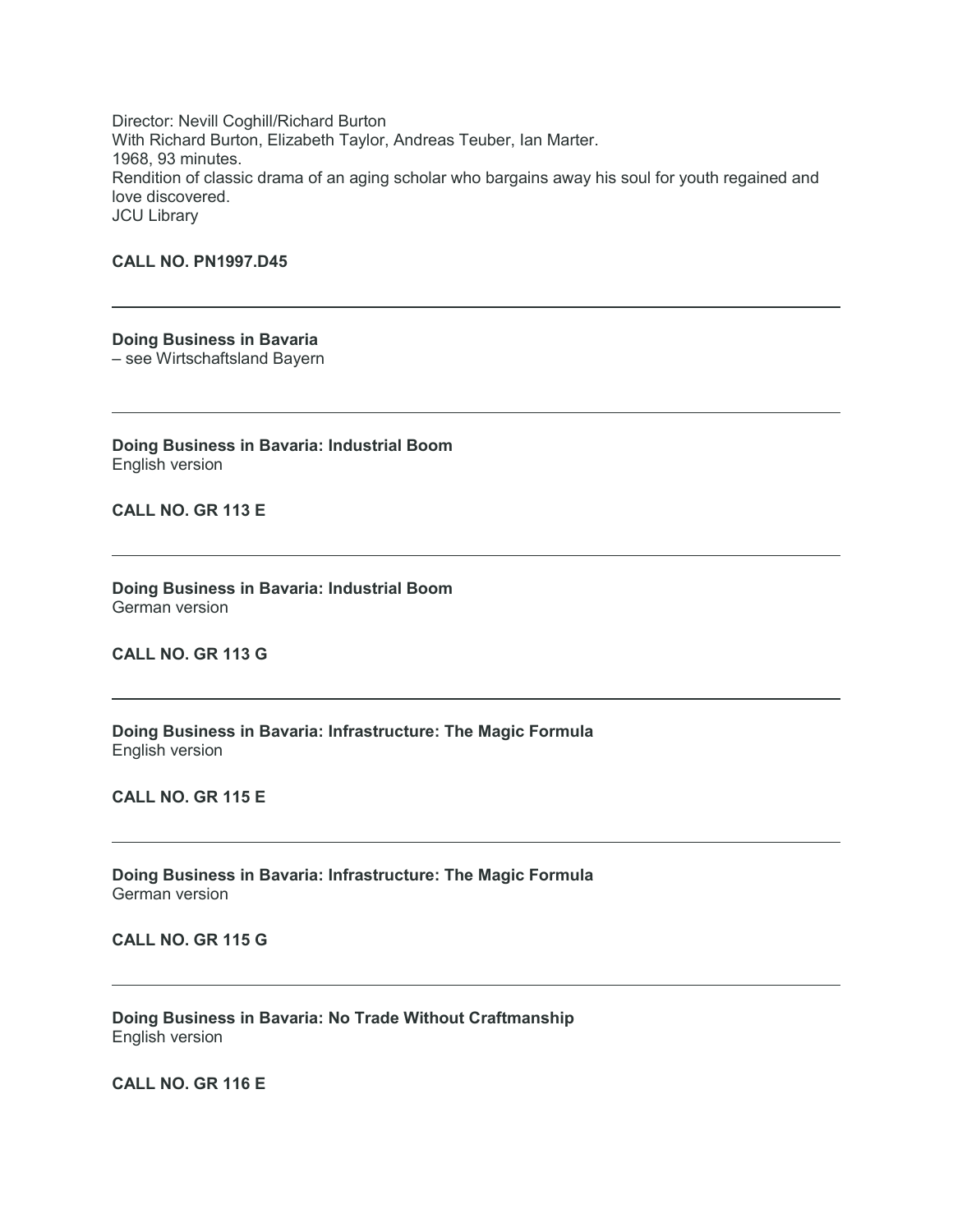Director: Nevill Coghill/Richard Burton
With Richard Burton, Elizabeth Taylor, Andreas Teuber, Ian Marter.
1968, 93 minutes.
Rendition of classic drama of an aging scholar who bargains away his soul for youth regained and love discovered.
JCU Library

**CALL NO. PN1997.D45**

---

**Doing Business in Bavaria**
– see Wirtschaftsland Bayern

---

**Doing Business in Bavaria: Industrial Boom**
English version

**CALL NO. GR 113 E**

---

**Doing Business in Bavaria: Industrial Boom**
German version

**CALL NO. GR 113 G**

---

**Doing Business in Bavaria: Infrastructure: The Magic Formula**
English version

**CALL NO. GR 115 E**

---

**Doing Business in Bavaria: Infrastructure: The Magic Formula**
German version

**CALL NO. GR 115 G**

---

**Doing Business in Bavaria: No Trade Without Craftmanship**
English version

**CALL NO. GR 116 E**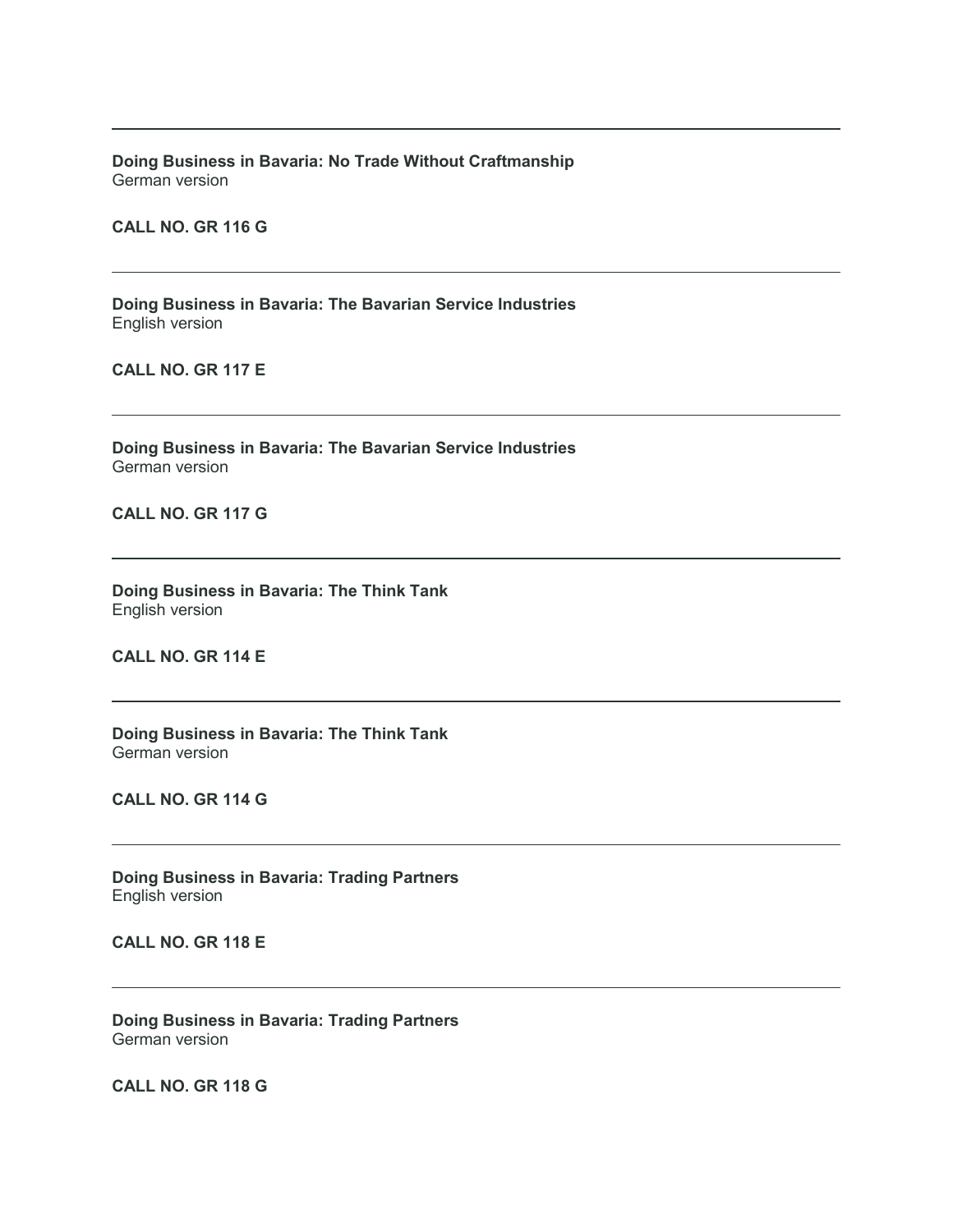---

**Doing Business in Bavaria: No Trade Without Craftmanship**
German version

**CALL NO. GR 116 G**

---

**Doing Business in Bavaria: The Bavarian Service Industries**
English version

**CALL NO. GR 117 E**

---

**Doing Business in Bavaria: The Bavarian Service Industries**
German version

**CALL NO. GR 117 G**

---

**Doing Business in Bavaria: The Think Tank**
English version

**CALL NO. GR 114 E**

---

**Doing Business in Bavaria: The Think Tank**
German version

**CALL NO. GR 114 G**

---

**Doing Business in Bavaria: Trading Partners**
English version

**CALL NO. GR 118 E**

---

**Doing Business in Bavaria: Trading Partners**
German version

**CALL NO. GR 118 G**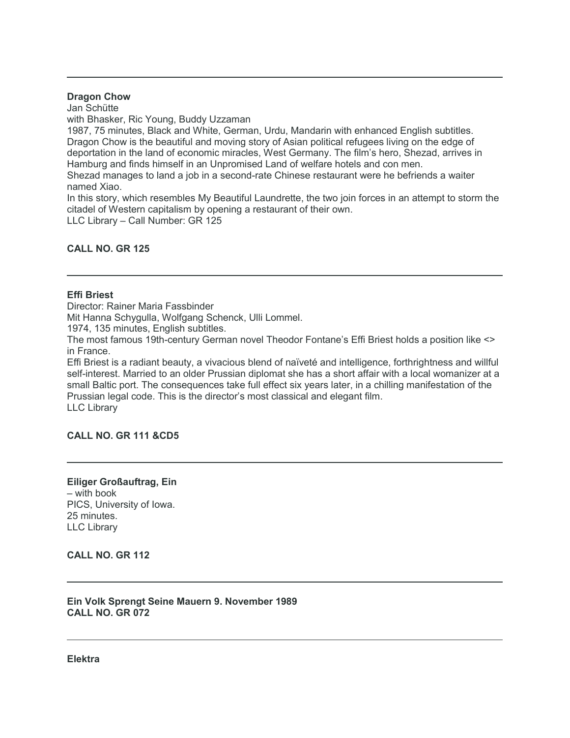---

**Dragon Chow**
Jan Schütte
with Bhasker, Ric Young, Buddy Uzzaman
1987, 75 minutes, Black and White, German, Urdu, Mandarin with enhanced English subtitles.
Dragon Chow is the beautiful and moving story of Asian political refugees living on the edge of deportation in the land of economic miracles, West Germany. The film's hero, Shezad, arrives in Hamburg and finds himself in an Unpromised Land of welfare hotels and con men.
Shezad manages to land a job in a second-rate Chinese restaurant were he befriends a waiter named Xiao.
In this story, which resembles My Beautiful Laundrette, the two join forces in an attempt to storm the citadel of Western capitalism by opening a restaurant of their own.
LLC Library – Call Number: GR 125

**CALL NO. GR 125**

---

**Effi Briest**
Director: Rainer Maria Fassbinder
Mit Hanna Schygulla, Wolfgang Schenck, Ulli Lommel.
1974, 135 minutes, English subtitles.
The most famous 19th-century German novel Theodor Fontane's Effi Briest holds a position like <> in France.
Effi Briest is a radiant beauty, a vivacious blend of naïveté and intelligence, forthrightness and willful self-interest. Married to an older Prussian diplomat she has a short affair with a local womanizer at a small Baltic port. The consequences take full effect six years later, in a chilling manifestation of the Prussian legal code. This is the director's most classical and elegant film.
LLC Library

**CALL NO. GR 111 &CD5**

---

**Eiliger Großauftrag, Ein**
– with book
PICS, University of Iowa.
25 minutes.
LLC Library

**CALL NO. GR 112**

---

**Ein Volk Sprengt Seine Mauern 9. November 1989**
**CALL NO. GR 072**

---

**Elektra**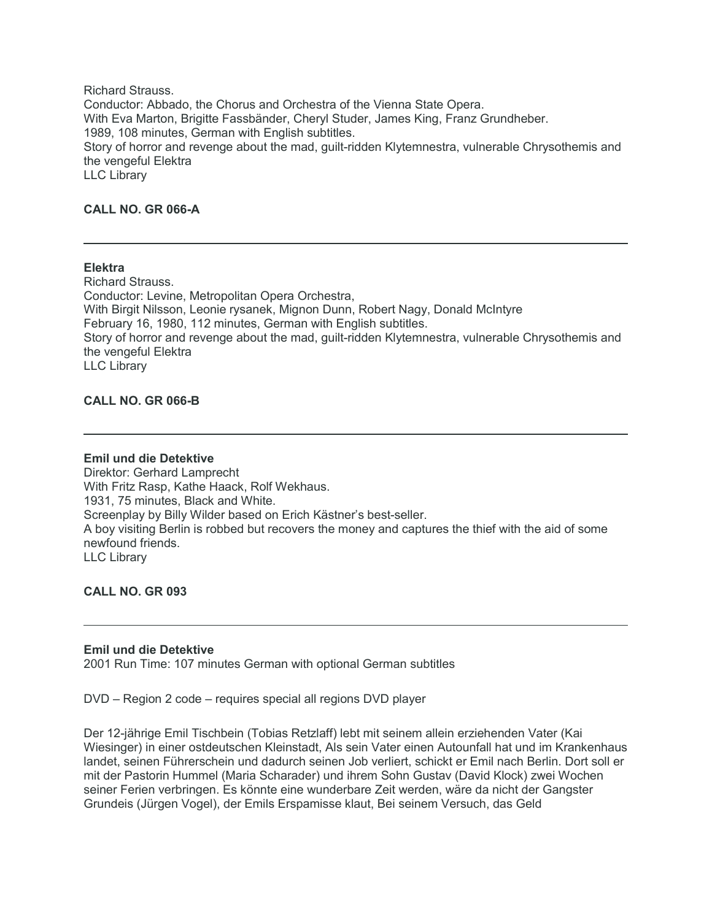Richard Strauss.
Conductor: Abbado, the Chorus and Orchestra of the Vienna State Opera.
With Eva Marton, Brigitte Fassbänder, Cheryl Studer, James King, Franz Grundheber.
1989, 108 minutes, German with English subtitles.
Story of horror and revenge about the mad, guilt-ridden Klytemnestra, vulnerable Chrysothemis and the vengeful Elektra
LLC Library

**CALL NO. GR 066-A**

---

**Elektra**
Richard Strauss.
Conductor: Levine, Metropolitan Opera Orchestra,
With Birgit Nilsson, Leonie rysanek, Mignon Dunn, Robert Nagy, Donald McIntyre
February 16, 1980, 112 minutes, German with English subtitles.
Story of horror and revenge about the mad, guilt-ridden Klytemnestra, vulnerable Chrysothemis and the vengeful Elektra
LLC Library

**CALL NO. GR 066-B**

---

**Emil und die Detektive**
Direktor: Gerhard Lamprecht
With Fritz Rasp, Kathe Haack, Rolf Wekhaus.
1931, 75 minutes, Black and White.
Screenplay by Billy Wilder based on Erich Kästner's best-seller.
A boy visiting Berlin is robbed but recovers the money and captures the thief with the aid of some newfound friends.
LLC Library

**CALL NO. GR 093**

---

**Emil und die Detektive**
2001 Run Time: 107 minutes German with optional German subtitles

DVD – Region 2 code – requires special all regions DVD player

Der 12-jährige Emil Tischbein (Tobias Retzlaff) lebt mit seinem allein erziehenden Vater (Kai Wiesinger) in einer ostdeutschen Kleinstadt, Als sein Vater einen Autounfall hat und im Krankenhaus landet, seinen Führerschein und dadurch seinen Job verliert, schickt er Emil nach Berlin. Dort soll er mit der Pastorin Hummel (Maria Scharader) und ihrem Sohn Gustav (David Klock) zwei Wochen seiner Ferien verbringen. Es könnte eine wunderbare Zeit werden, wäre da nicht der Gangster Grundeis (Jürgen Vogel), der Emils Erspamisse klaut, Bei seinem Versuch, das Geld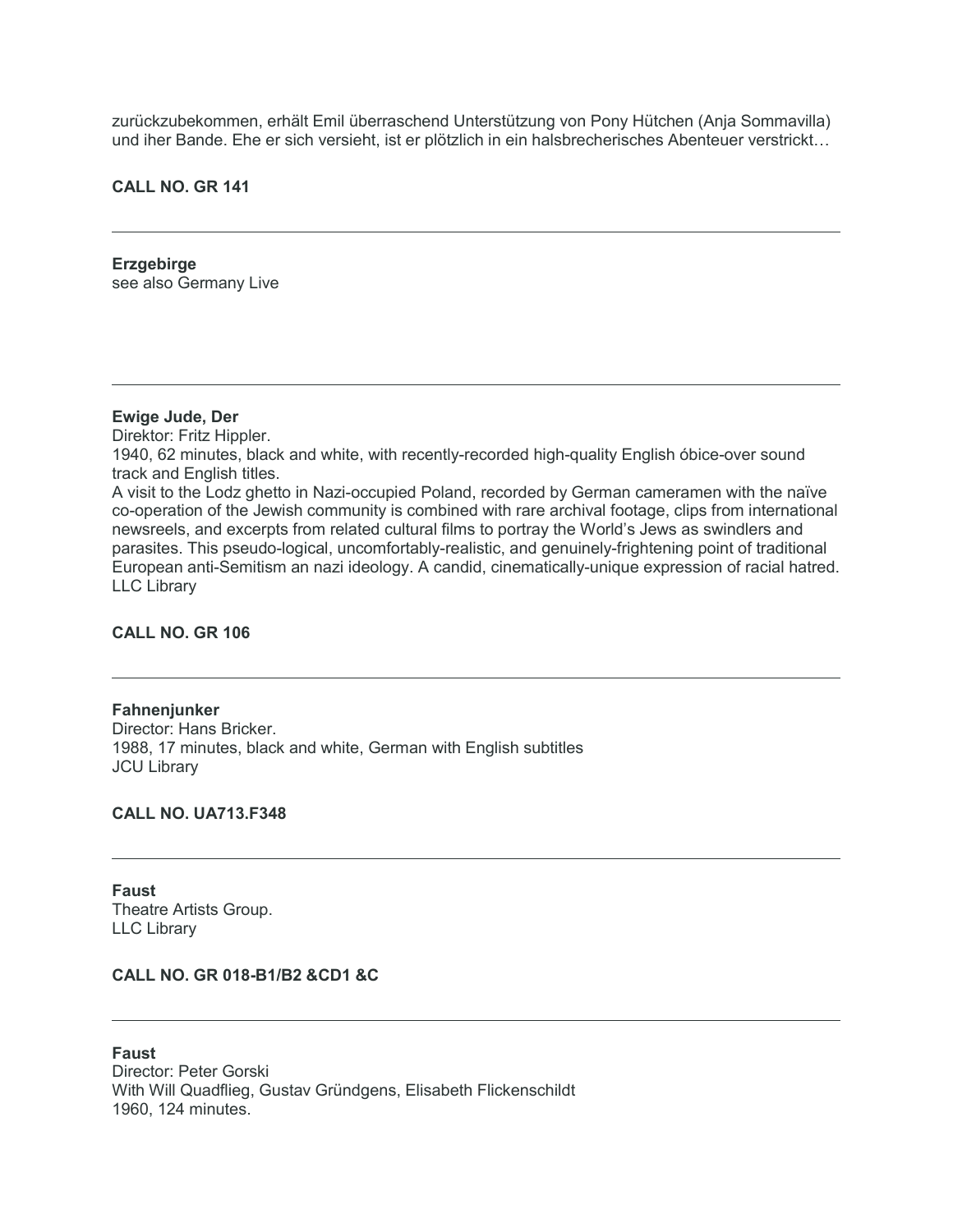zurückzubekommen, erhält Emil überraschend Unterstützung von Pony Hütchen (Anja Sommavilla) und iher Bande. Ehe er sich versieht, ist er plötzlich in ein halsbrecherisches Abenteuer verstrickt…

**CALL NO. GR 141**

---

**Erzgebirge**
see also Germany Live

---

**Ewige Jude, Der**
Direktor: Fritz Hippler.
1940, 62 minutes, black and white, with recently-recorded high-quality English óbice-over sound track and English titles.
A visit to the Lodz ghetto in Nazi-occupied Poland, recorded by German cameramen with the naïve co-operation of the Jewish community is combined with rare archival footage, clips from international newsreels, and excerpts from related cultural films to portray the World's Jews as swindlers and parasites. This pseudo-logical, uncomfortably-realistic, and genuinely-frightening point of traditional European anti-Semitism an nazi ideology. A candid, cinematically-unique expression of racial hatred.
LLC Library

**CALL NO. GR 106**

---

**Fahnenjunker**
Director: Hans Bricker.
1988, 17 minutes, black and white, German with English subtitles
JCU Library

**CALL NO. UA713.F348**

---

**Faust**
Theatre Artists Group.
LLC Library

**CALL NO. GR 018-B1/B2 &CD1 &C**

---

**Faust**
Director: Peter Gorski
With Will Quadflieg, Gustav Gründgens, Elisabeth Flickenschildt
1960, 124 minutes.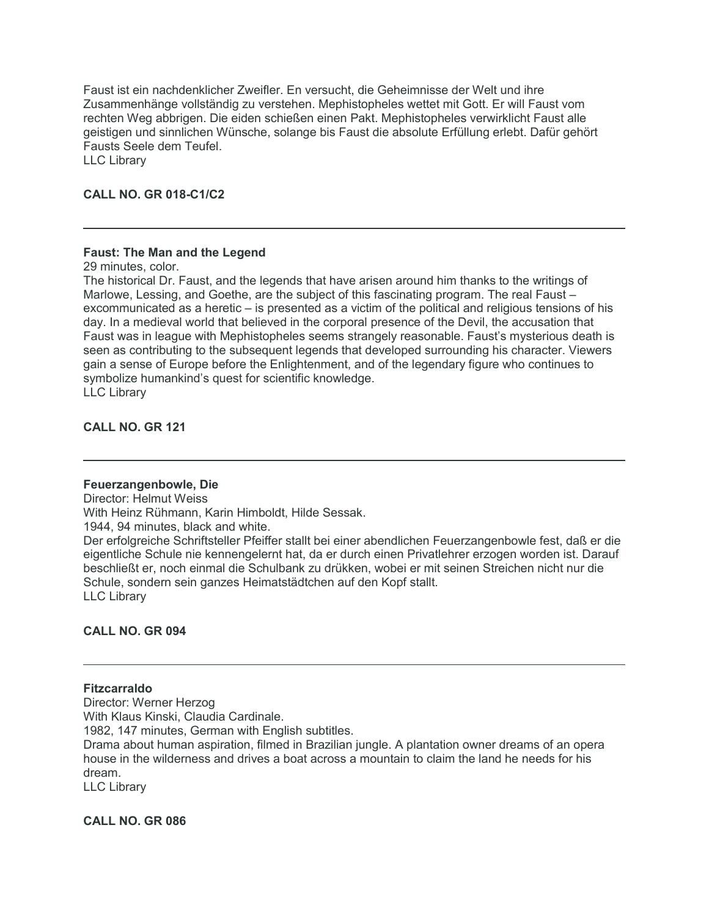Faust ist ein nachdenklicher Zweifler. En versucht, die Geheimnisse der Welt und ihre Zusammenhänge vollständig zu verstehen. Mephistopheles wettet mit Gott. Er will Faust vom rechten Weg abbrigen. Die eiden schießen einen Pakt. Mephistopheles verwirklicht Faust alle geistigen und sinnlichen Wünsche, solange bis Faust die absolute Erfüllung erlebt. Dafür gehört Fausts Seele dem Teufel.
LLC Library

**CALL NO. GR 018-C1/C2**

---

**Faust: The Man and the Legend**
29 minutes, color.
The historical Dr. Faust, and the legends that have arisen around him thanks to the writings of Marlowe, Lessing, and Goethe, are the subject of this fascinating program. The real Faust – excommunicated as a heretic – is presented as a victim of the political and religious tensions of his day. In a medieval world that believed in the corporal presence of the Devil, the accusation that Faust was in league with Mephistopheles seems strangely reasonable. Faust's mysterious death is seen as contributing to the subsequent legends that developed surrounding his character. Viewers gain a sense of Europe before the Enlightenment, and of the legendary figure who continues to symbolize humankind's quest for scientific knowledge.
LLC Library

**CALL NO. GR 121**

---

**Feuerzangenbowle, Die**
Director: Helmut Weiss
With Heinz Rühmann, Karin Himboldt, Hilde Sessak.
1944, 94 minutes, black and white.
Der erfolgreiche Schriftsteller Pfeiffer stallt bei einer abendlichen Feuerzangenbowle fest, daß er die eigentliche Schule nie kennengelernt hat, da er durch einen Privatlehrer erzogen worden ist. Darauf beschließt er, noch einmal die Schulbank zu drükken, wobei er mit seinen Streichen nicht nur die Schule, sondern sein ganzes Heimatstädtchen auf den Kopf stallt.
LLC Library

**CALL NO. GR 094**

---

**Fitzcarraldo**
Director: Werner Herzog
With Klaus Kinski, Claudia Cardinale.
1982, 147 minutes, German with English subtitles.
Drama about human aspiration, filmed in Brazilian jungle. A plantation owner dreams of an opera house in the wilderness and drives a boat across a mountain to claim the land he needs for his dream.
LLC Library

**CALL NO. GR 086**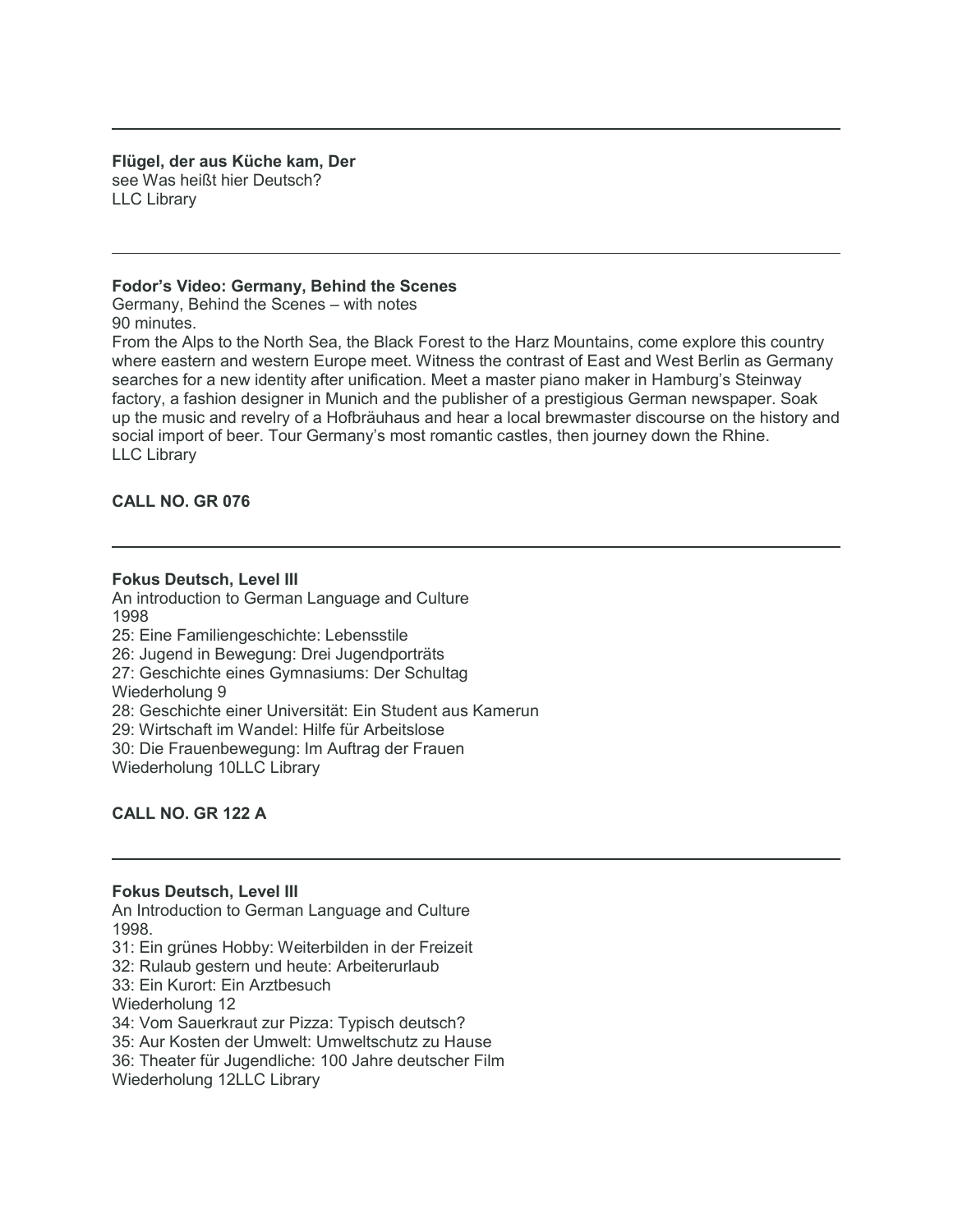---

**Flügel, der aus Küche kam, Der**
see Was heißt hier Deutsch?
LLC Library

---

**Fodor's Video: Germany, Behind the Scenes**
Germany, Behind the Scenes – with notes
90 minutes.
From the Alps to the North Sea, the Black Forest to the Harz Mountains, come explore this country where eastern and western Europe meet. Witness the contrast of East and West Berlin as Germany searches for a new identity after unification. Meet a master piano maker in Hamburg's Steinway factory, a fashion designer in Munich and the publisher of a prestigious German newspaper. Soak up the music and revelry of a Hofbräuhaus and hear a local brewmaster discourse on the history and social import of beer. Tour Germany's most romantic castles, then journey down the Rhine.
LLC Library

**CALL NO. GR 076**

---

**Fokus Deutsch, Level III**
An introduction to German Language and Culture
1998
25: Eine Familiengeschichte: Lebensstile
26: Jugend in Bewegung: Drei Jugendporträts
27: Geschichte eines Gymnasiums: Der Schultag
Wiederholung 9
28: Geschichte einer Universität: Ein Student aus Kamerun
29: Wirtschaft im Wandel: Hilfe für Arbeitslose
30: Die Frauenbewegung: Im Auftrag der Frauen
Wiederholung 10LLC Library

**CALL NO. GR 122 A**

---

**Fokus Deutsch, Level III**
An Introduction to German Language and Culture
1998.
31: Ein grünes Hobby: Weiterbilden in der Freizeit
32: Rulaub gestern und heute: Arbeiterurlaub
33: Ein Kurort: Ein Arztbesuch
Wiederholung 12
34: Vom Sauerkraut zur Pizza: Typisch deutsch?
35: Aur Kosten der Umwelt: Umweltschutz zu Hause
36: Theater für Jugendliche: 100 Jahre deutscher Film
Wiederholung 12LLC Library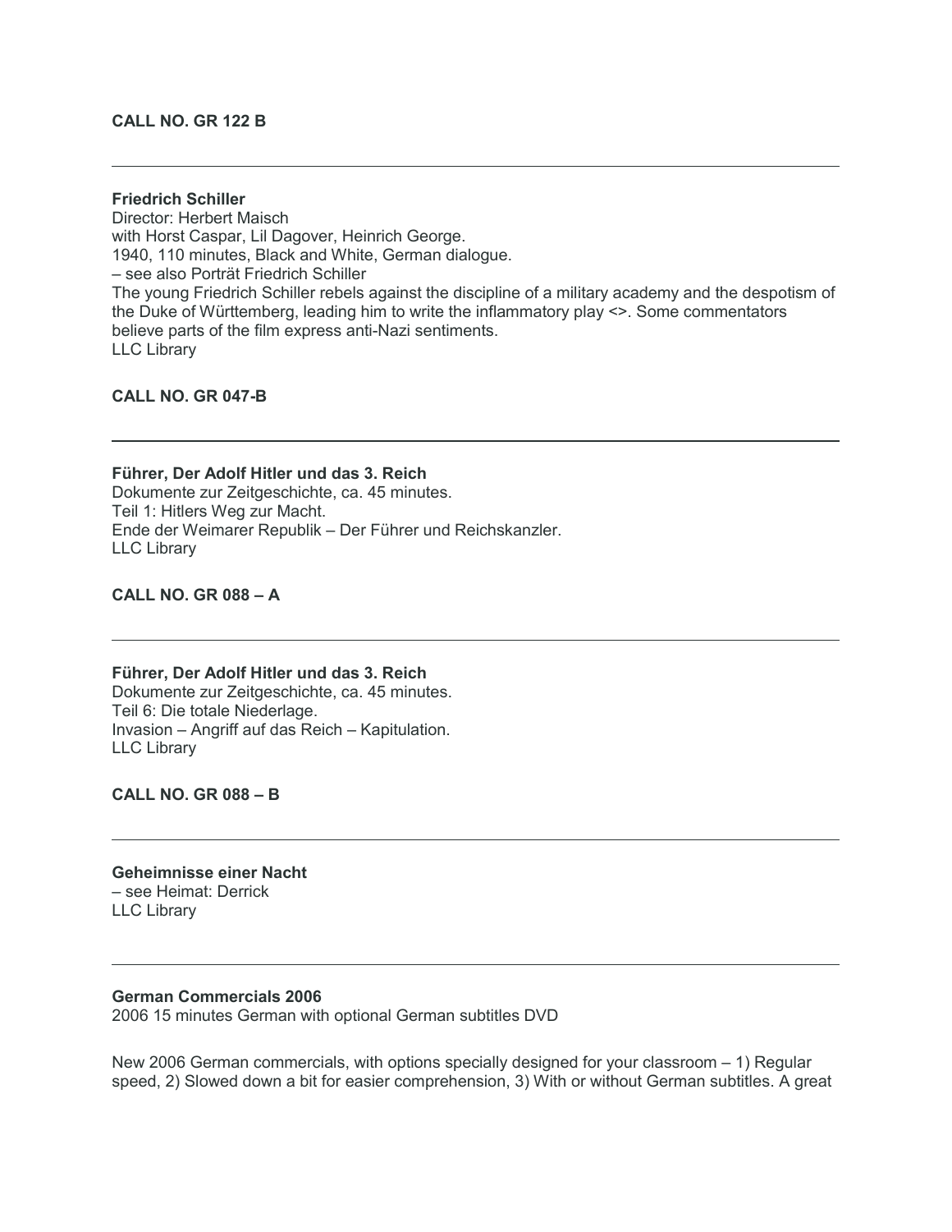**CALL NO. GR 122 B**

---

**Friedrich Schiller**
Director: Herbert Maisch
with Horst Caspar, Lil Dagover, Heinrich George.
1940, 110 minutes, Black and White, German dialogue.
– see also Porträt Friedrich Schiller
The young Friedrich Schiller rebels against the discipline of a military academy and the despotism of the Duke of Württemberg, leading him to write the inflammatory play <>. Some commentators believe parts of the film express anti-Nazi sentiments.
LLC Library

**CALL NO. GR 047-B**

---

**Führer, Der Adolf Hitler und das 3. Reich**
Dokumente zur Zeitgeschichte, ca. 45 minutes.
Teil 1: Hitlers Weg zur Macht.
Ende der Weimarer Republik – Der Führer und Reichskanzler.
LLC Library

**CALL NO. GR 088 – A**

---

**Führer, Der Adolf Hitler und das 3. Reich**
Dokumente zur Zeitgeschichte, ca. 45 minutes.
Teil 6: Die totale Niederlage.
Invasion – Angriff auf das Reich – Kapitulation.
LLC Library

**CALL NO. GR 088 – B**

---

**Geheimnisse einer Nacht**
– see Heimat: Derrick
LLC Library

---

**German Commercials 2006**
2006 15 minutes German with optional German subtitles DVD

New 2006 German commercials, with options specially designed for your classroom – 1) Regular speed, 2) Slowed down a bit for easier comprehension, 3) With or without German subtitles. A great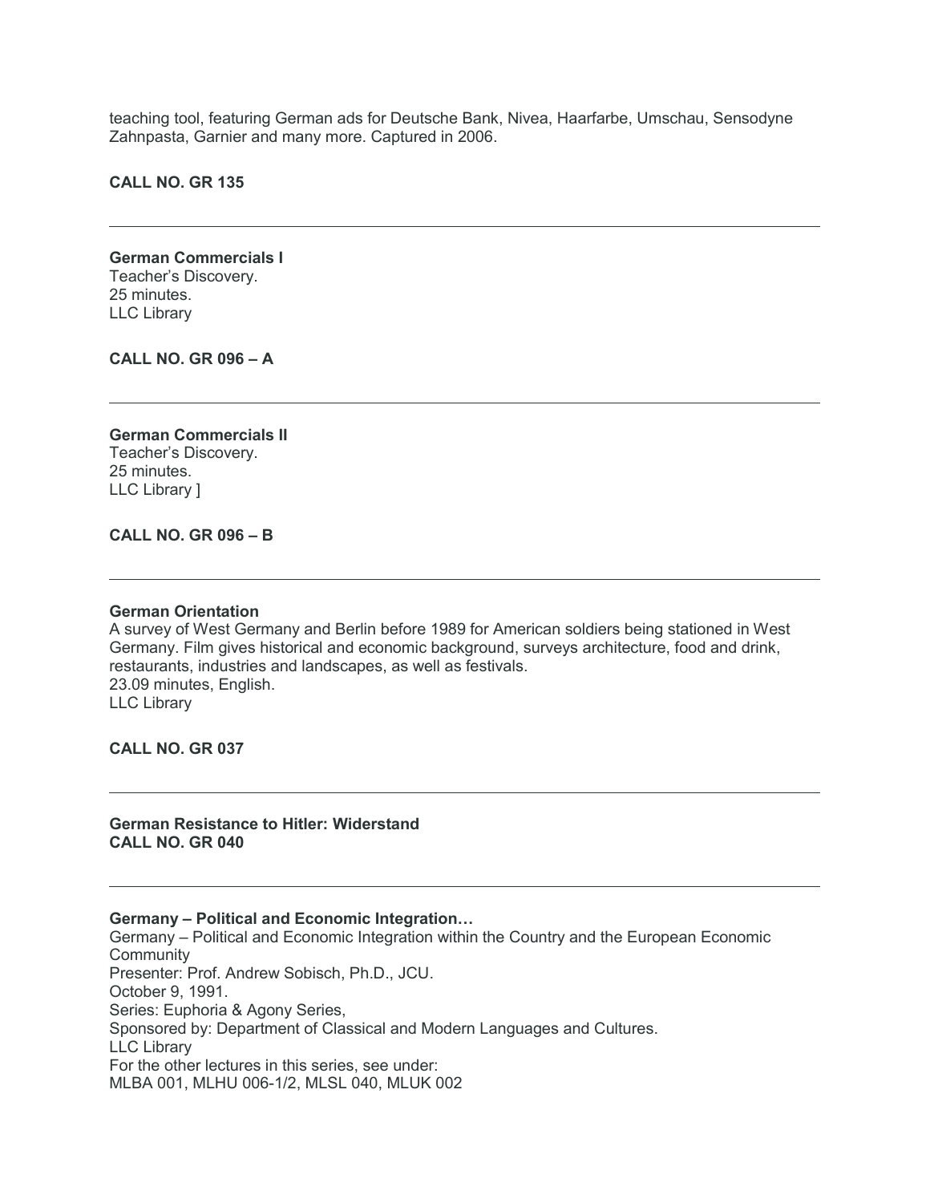teaching tool, featuring German ads for Deutsche Bank, Nivea, Haarfarbe, Umschau, Sensodyne Zahnpasta, Garnier and many more. Captured in 2006.

**CALL NO. GR 135**

---

**German Commercials I**
Teacher's Discovery.
25 minutes.
LLC Library

**CALL NO. GR 096 – A**

---

**German Commercials II**
Teacher's Discovery.
25 minutes.
LLC Library ]

**CALL NO. GR 096 – B**

---

**German Orientation**
A survey of West Germany and Berlin before 1989 for American soldiers being stationed in West Germany. Film gives historical and economic background, surveys architecture, food and drink, restaurants, industries and landscapes, as well as festivals.
23.09 minutes, English.
LLC Library

**CALL NO. GR 037**

---

**German Resistance to Hitler: Widerstand**
**CALL NO. GR 040**

---

**Germany – Political and Economic Integration…**
Germany – Political and Economic Integration within the Country and the European Economic Community
Presenter: Prof. Andrew Sobisch, Ph.D., JCU.
October 9, 1991.
Series: Euphoria & Agony Series,
Sponsored by: Department of Classical and Modern Languages and Cultures.
LLC Library
For the other lectures in this series, see under:
MLBA 001, MLHU 006-1/2, MLSL 040, MLUK 002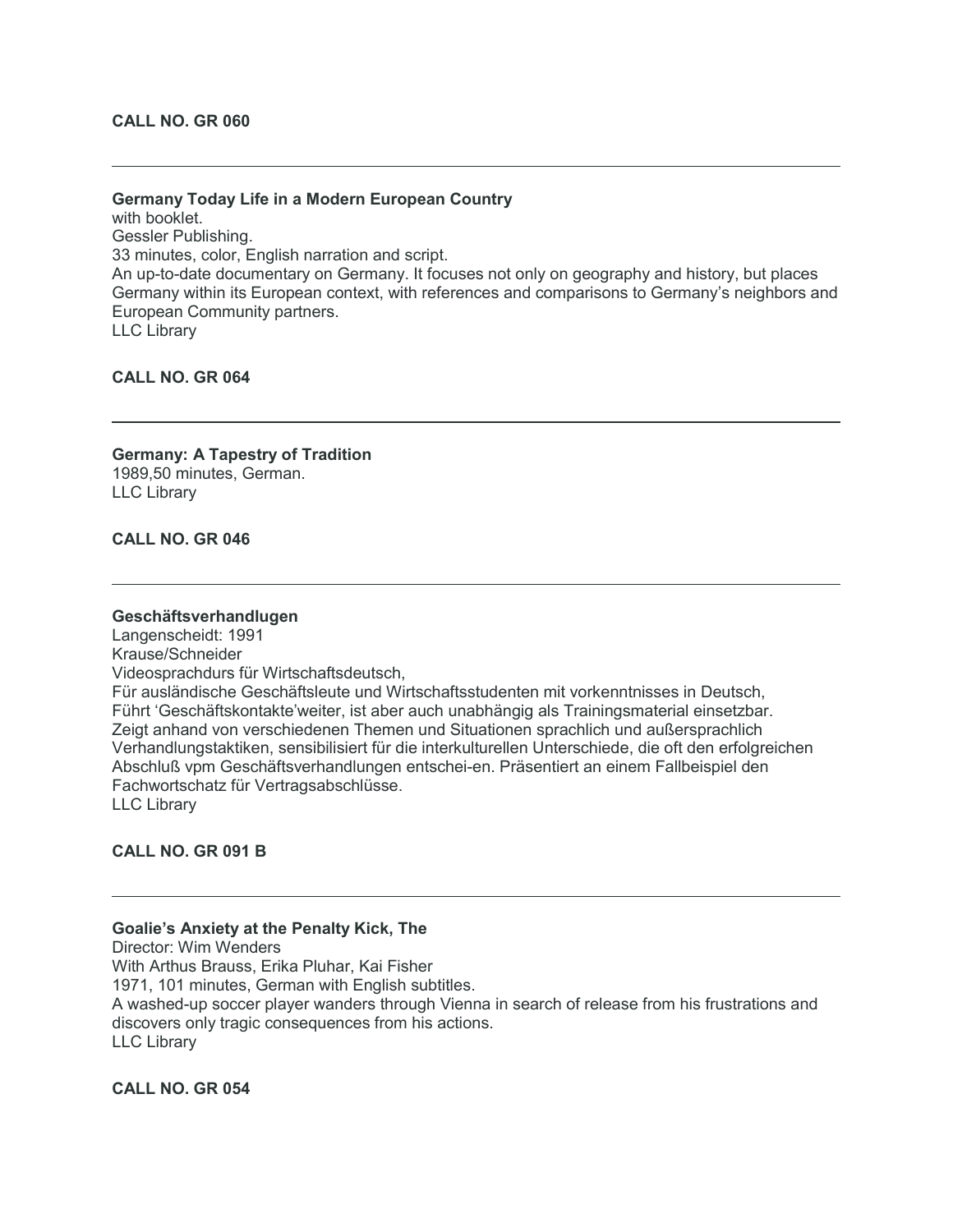**CALL NO. GR 060**

---

**Germany Today Life in a Modern European Country**
with booklet.
Gessler Publishing.
33 minutes, color, English narration and script.
An up-to-date documentary on Germany. It focuses not only on geography and history, but places Germany within its European context, with references and comparisons to Germany's neighbors and European Community partners.
LLC Library

**CALL NO. GR 064**

---

**Germany: A Tapestry of Tradition**
1989,50 minutes, German.
LLC Library

**CALL NO. GR 046**

---

**Geschäftsverhandlugen**
Langenscheidt: 1991
Krause/Schneider
Videosprachdurs für Wirtschaftsdeutsch,
Für ausländische Geschäftsleute und Wirtschaftsstudenten mit vorkenntnisses in Deutsch,
Führt 'Geschäftskontakte'weiter, ist aber auch unabhängig als Trainingsmaterial einsetzbar.
Zeigt anhand von verschiedenen Themen und Situationen sprachlich und außersprachlich Verhandlungstaktiken, sensibilisiert für die interkulturellen Unterschiede, die oft den erfolgreichen Abschluß vpm Geschäftsverhandlungen entschei-en. Präsentiert an einem Fallbeispiel den Fachwortschatz für Vertragsabschlüsse.
LLC Library

**CALL NO. GR 091 B**

---

**Goalie's Anxiety at the Penalty Kick, The**
Director: Wim Wenders
With Arthus Brauss, Erika Pluhar, Kai Fisher
1971, 101 minutes, German with English subtitles.
A washed-up soccer player wanders through Vienna in search of release from his frustrations and discovers only tragic consequences from his actions.
LLC Library

**CALL NO. GR 054**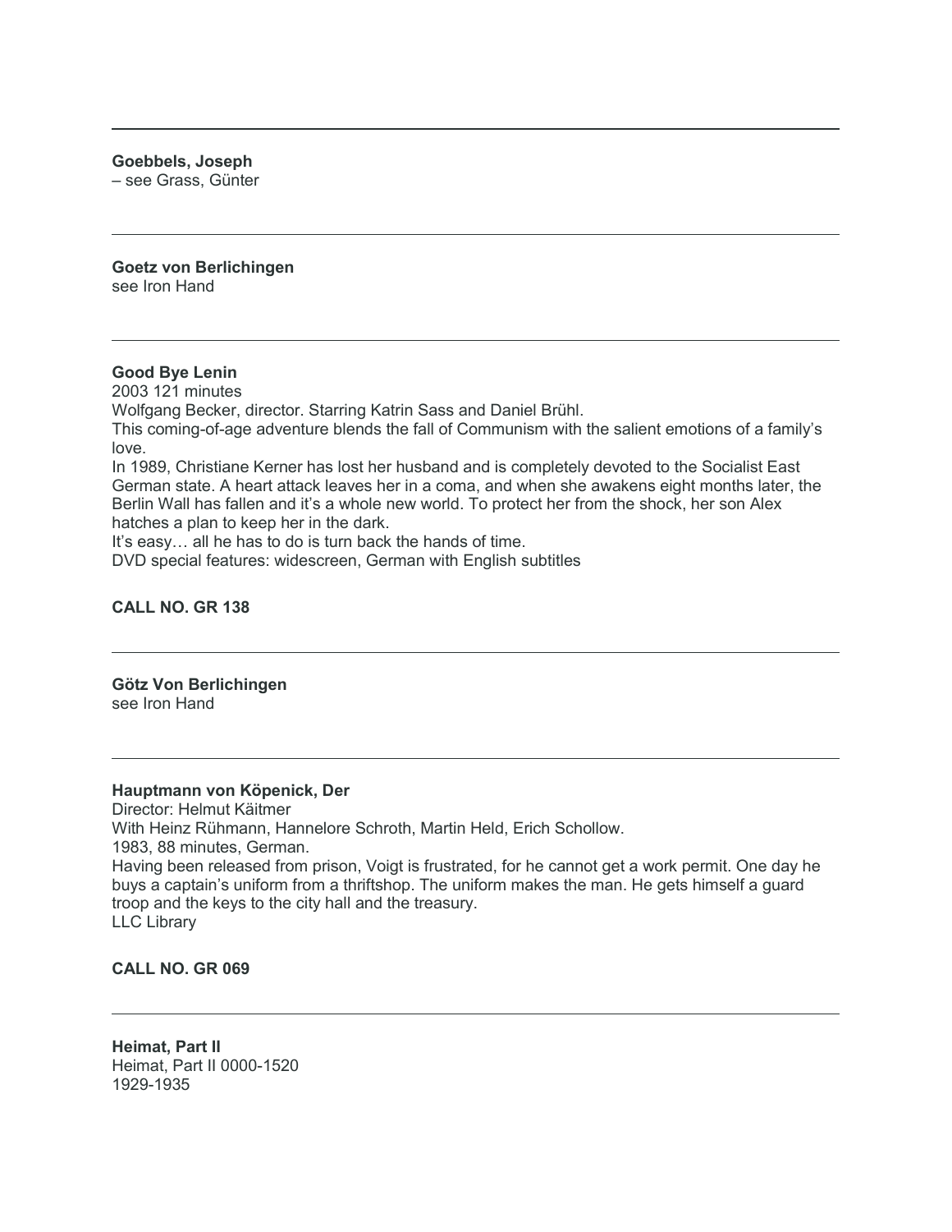---

**Goebbels, Joseph**
– see Grass, Günter

---

**Goetz von Berlichingen**
see Iron Hand

---

**Good Bye Lenin**
2003 121 minutes
Wolfgang Becker, director. Starring Katrin Sass and Daniel Brühl.
This coming-of-age adventure blends the fall of Communism with the salient emotions of a family's love.
In 1989, Christiane Kerner has lost her husband and is completely devoted to the Socialist East German state. A heart attack leaves her in a coma, and when she awakens eight months later, the Berlin Wall has fallen and it's a whole new world. To protect her from the shock, her son Alex hatches a plan to keep her in the dark.
It's easy… all he has to do is turn back the hands of time.
DVD special features: widescreen, German with English subtitles

**CALL NO. GR 138**

---

**Götz Von Berlichingen**
see Iron Hand

---

**Hauptmann von Köpenick, Der**
Director: Helmut Käitmer
With Heinz Rühmann, Hannelore Schroth, Martin Held, Erich Schollow.
1983, 88 minutes, German.
Having been released from prison, Voigt is frustrated, for he cannot get a work permit. One day he buys a captain's uniform from a thriftshop. The uniform makes the man. He gets himself a guard troop and the keys to the city hall and the treasury.
LLC Library

**CALL NO. GR 069**

---

**Heimat, Part II**
Heimat, Part II 0000-1520
1929-1935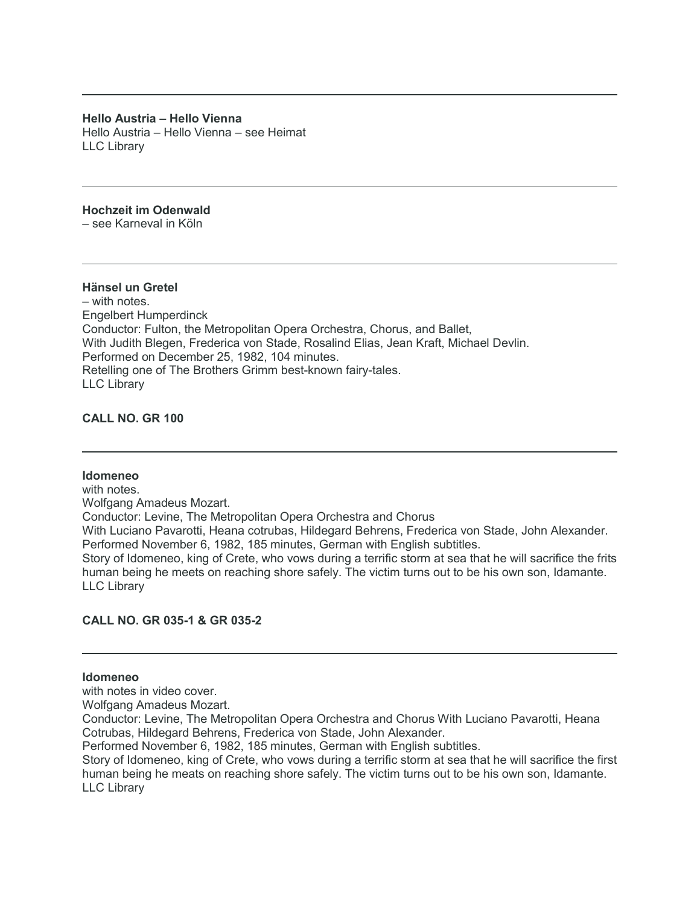---

**Hello Austria – Hello Vienna**
Hello Austria – Hello Vienna – see Heimat
LLC Library

---

**Hochzeit im Odenwald**
– see Karneval in Köln

---

**Hänsel un Gretel**
– with notes.
Engelbert Humperdinck
Conductor: Fulton, the Metropolitan Opera Orchestra, Chorus, and Ballet,
With Judith Blegen, Frederica von Stade, Rosalind Elias, Jean Kraft, Michael Devlin.
Performed on December 25, 1982, 104 minutes.
Retelling one of The Brothers Grimm best-known fairy-tales.
LLC Library

**CALL NO. GR 100**

---

**Idomeneo**
with notes.
Wolfgang Amadeus Mozart.
Conductor: Levine, The Metropolitan Opera Orchestra and Chorus
With Luciano Pavarotti, Heana cotrubas, Hildegard Behrens, Frederica von Stade, John Alexander.
Performed November 6, 1982, 185 minutes, German with English subtitles.
Story of Idomeneo, king of Crete, who vows during a terrific storm at sea that he will sacrifice the frits human being he meets on reaching shore safely. The victim turns out to be his own son, Idamante.
LLC Library

**CALL NO. GR 035-1 & GR 035-2**

---

**Idomeneo**
with notes in video cover.
Wolfgang Amadeus Mozart.
Conductor: Levine, The Metropolitan Opera Orchestra and Chorus With Luciano Pavarotti, Heana Cotrubas, Hildegard Behrens, Frederica von Stade, John Alexander.
Performed November 6, 1982, 185 minutes, German with English subtitles.
Story of Idomeneo, king of Crete, who vows during a terrific storm at sea that he will sacrifice the first human being he meats on reaching shore safely. The victim turns out to be his own son, Idamante.
LLC Library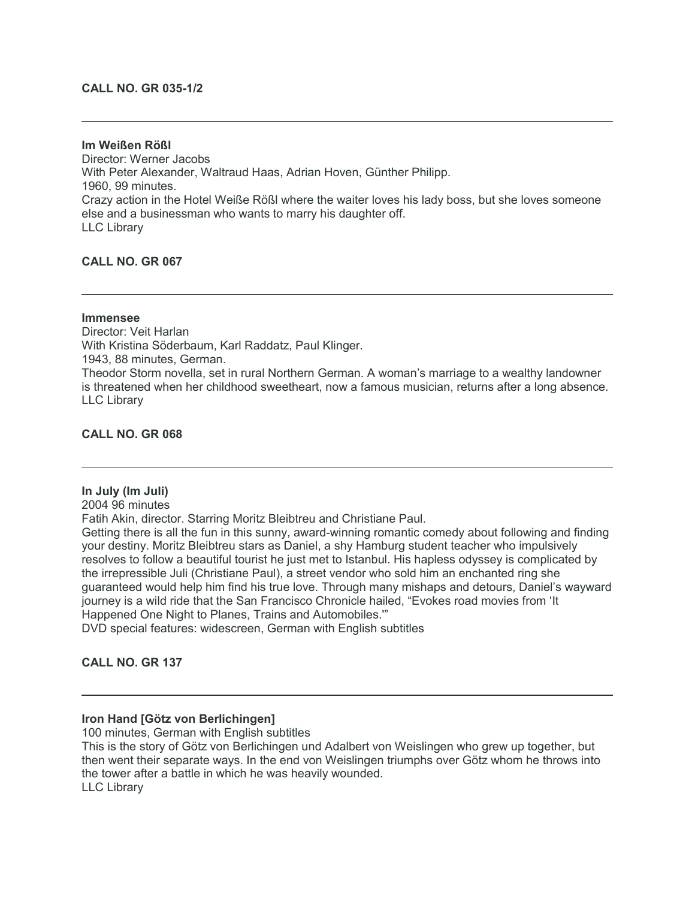**CALL NO. GR 035-1/2**

---

**Im Weißen Rößl**
Director: Werner Jacobs
With Peter Alexander, Waltraud Haas, Adrian Hoven, Günther Philipp.
1960, 99 minutes.
Crazy action in the Hotel Weiße Rößl where the waiter loves his lady boss, but she loves someone else and a businessman who wants to marry his daughter off.
LLC Library

**CALL NO. GR 067**

---

**Immensee**
Director: Veit Harlan
With Kristina Söderbaum, Karl Raddatz, Paul Klinger.
1943, 88 minutes, German.
Theodor Storm novella, set in rural Northern German. A woman's marriage to a wealthy landowner is threatened when her childhood sweetheart, now a famous musician, returns after a long absence.
LLC Library

**CALL NO. GR 068**

---

**In July (Im Juli)**
2004 96 minutes
Fatih Akin, director. Starring Moritz Bleibtreu and Christiane Paul.
Getting there is all the fun in this sunny, award-winning romantic comedy about following and finding your destiny. Moritz Bleibtreu stars as Daniel, a shy Hamburg student teacher who impulsively resolves to follow a beautiful tourist he just met to Istanbul. His hapless odyssey is complicated by the irrepressible Juli (Christiane Paul), a street vendor who sold him an enchanted ring she guaranteed would help him find his true love. Through many mishaps and detours, Daniel's wayward journey is a wild ride that the San Francisco Chronicle hailed, "Evokes road movies from 'It Happened One Night to Planes, Trains and Automobiles.'"
DVD special features: widescreen, German with English subtitles

**CALL NO. GR 137**

---

**Iron Hand [Götz von Berlichingen]**
100 minutes, German with English subtitles
This is the story of Götz von Berlichingen und Adalbert von Weislingen who grew up together, but then went their separate ways. In the end von Weislingen triumphs over Götz whom he throws into the tower after a battle in which he was heavily wounded.
LLC Library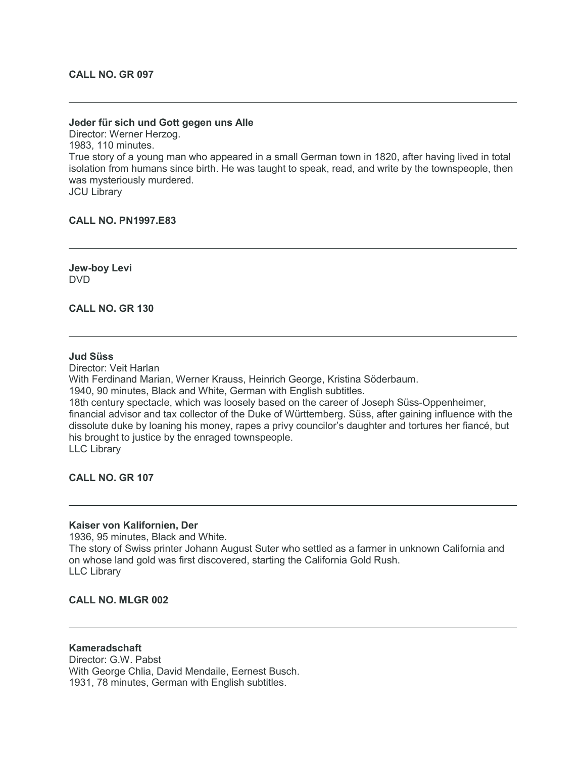**CALL NO. GR 097**

---

**Jeder für sich und Gott gegen uns Alle**
Director: Werner Herzog.
1983, 110 minutes.
True story of a young man who appeared in a small German town in 1820, after having lived in total isolation from humans since birth. He was taught to speak, read, and write by the townspeople, then was mysteriously murdered.
JCU Library

**CALL NO. PN1997.E83**

---

**Jew-boy Levi**
DVD

**CALL NO. GR 130**

---

**Jud Süss**
Director: Veit Harlan
With Ferdinand Marian, Werner Krauss, Heinrich George, Kristina Söderbaum.
1940, 90 minutes, Black and White, German with English subtitles.
18th century spectacle, which was loosely based on the career of Joseph Süss-Oppenheimer, financial advisor and tax collector of the Duke of Württemberg. Süss, after gaining influence with the dissolute duke by loaning his money, rapes a privy councilor's daughter and tortures her fiancé, but his brought to justice by the enraged townspeople.
LLC Library

**CALL NO. GR 107**

---

**Kaiser von Kalifornien, Der**
1936, 95 minutes, Black and White.
The story of Swiss printer Johann August Suter who settled as a farmer in unknown California and on whose land gold was first discovered, starting the California Gold Rush.
LLC Library

**CALL NO. MLGR 002**

---

**Kameradschaft**
Director: G.W. Pabst
With George Chlia, David Mendaile, Eernest Busch.
1931, 78 minutes, German with English subtitles.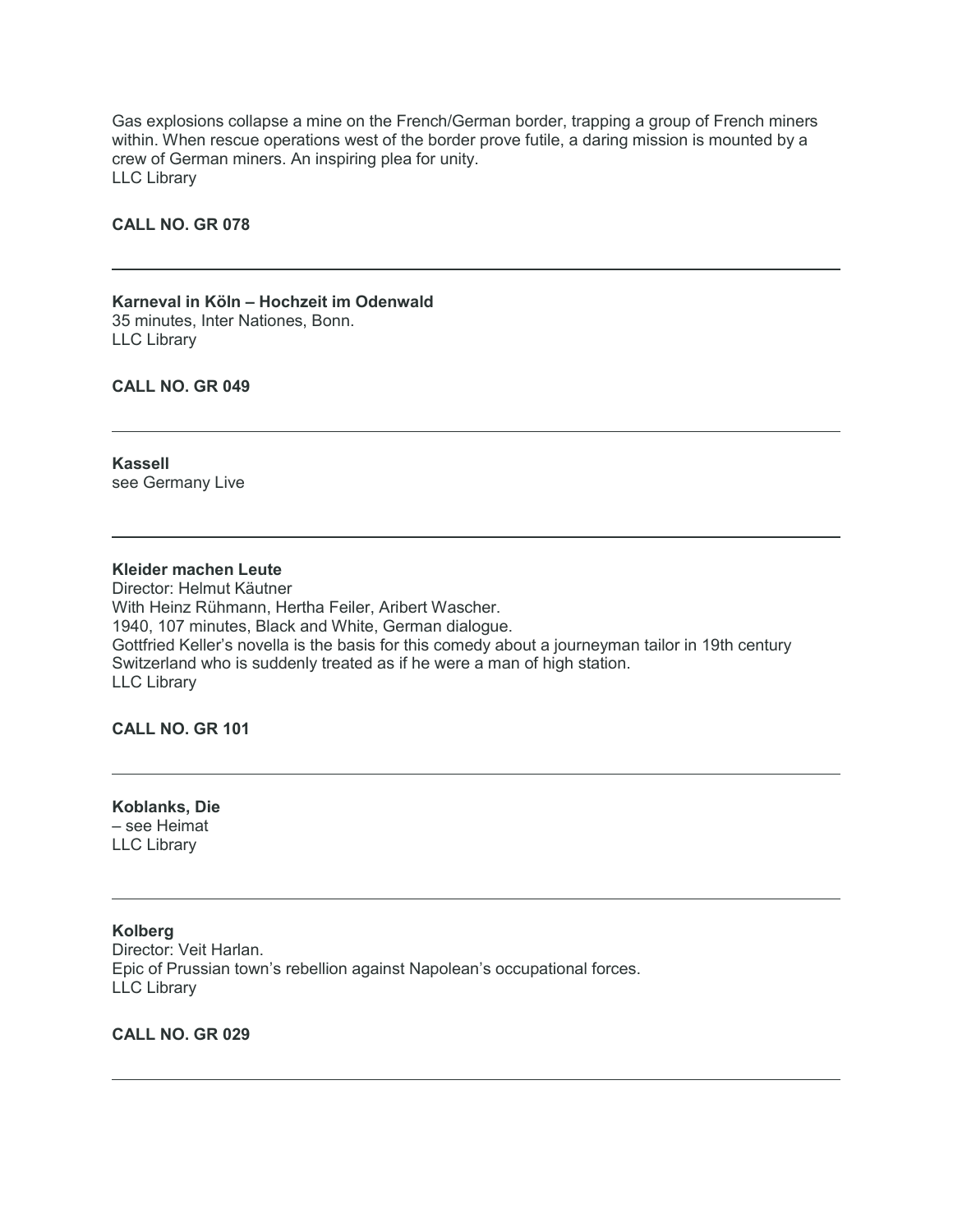Gas explosions collapse a mine on the French/German border, trapping a group of French miners within. When rescue operations west of the border prove futile, a daring mission is mounted by a crew of German miners. An inspiring plea for unity.
LLC Library

**CALL NO. GR 078**

---

**Karneval in Köln – Hochzeit im Odenwald**
35 minutes, Inter Nationes, Bonn.
LLC Library

**CALL NO. GR 049**

---

**Kassell**
see Germany Live

---

**Kleider machen Leute**
Director: Helmut Käutner
With Heinz Rühmann, Hertha Feiler, Aribert Wascher.
1940, 107 minutes, Black and White, German dialogue.
Gottfried Keller's novella is the basis for this comedy about a journeyman tailor in 19th century Switzerland who is suddenly treated as if he were a man of high station.
LLC Library

**CALL NO. GR 101**

---

**Koblanks, Die**
– see Heimat
LLC Library

---

**Kolberg**
Director: Veit Harlan.
Epic of Prussian town's rebellion against Napolean's occupational forces.
LLC Library

**CALL NO. GR 029**

---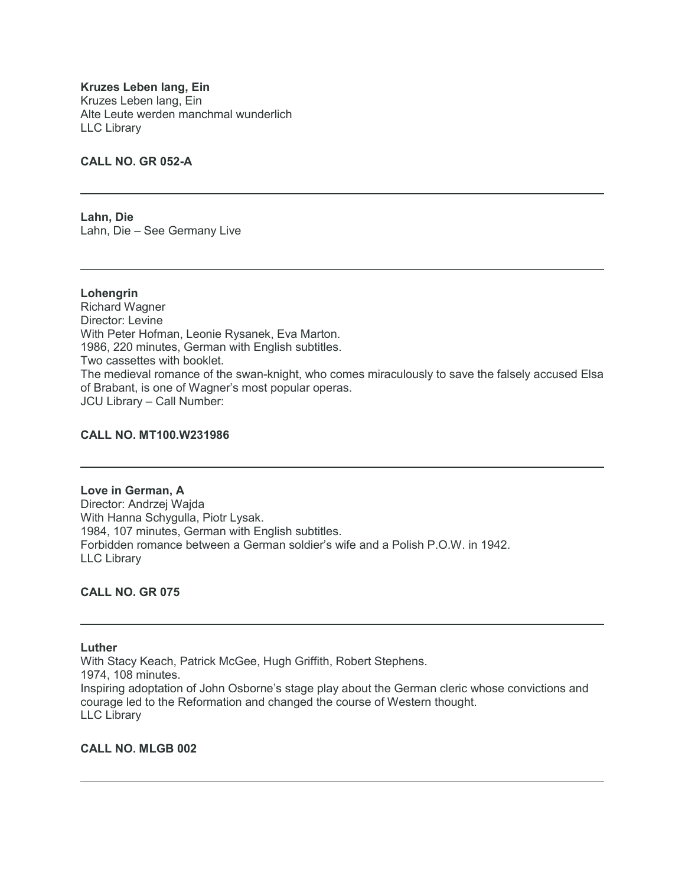**Kruzes Leben lang, Ein**
Kruzes Leben lang, Ein
Alte Leute werden manchmal wunderlich
LLC Library

**CALL NO. GR 052-A**

---

**Lahn, Die**
Lahn, Die – See Germany Live

---

**Lohengrin**
Richard Wagner
Director: Levine
With Peter Hofman, Leonie Rysanek, Eva Marton.
1986, 220 minutes, German with English subtitles.
Two cassettes with booklet.
The medieval romance of the swan-knight, who comes miraculously to save the falsely accused Elsa of Brabant, is one of Wagner's most popular operas.
JCU Library – Call Number:

**CALL NO. MT100.W231986**

---

**Love in German, A**
Director: Andrzej Wajda
With Hanna Schygulla, Piotr Lysak.
1984, 107 minutes, German with English subtitles.
Forbidden romance between a German soldier's wife and a Polish P.O.W. in 1942.
LLC Library

**CALL NO. GR 075**

---

**Luther**
With Stacy Keach, Patrick McGee, Hugh Griffith, Robert Stephens.
1974, 108 minutes.
Inspiring adoptation of John Osborne's stage play about the German cleric whose convictions and courage led to the Reformation and changed the course of Western thought.
LLC Library

**CALL NO. MLGB 002**

---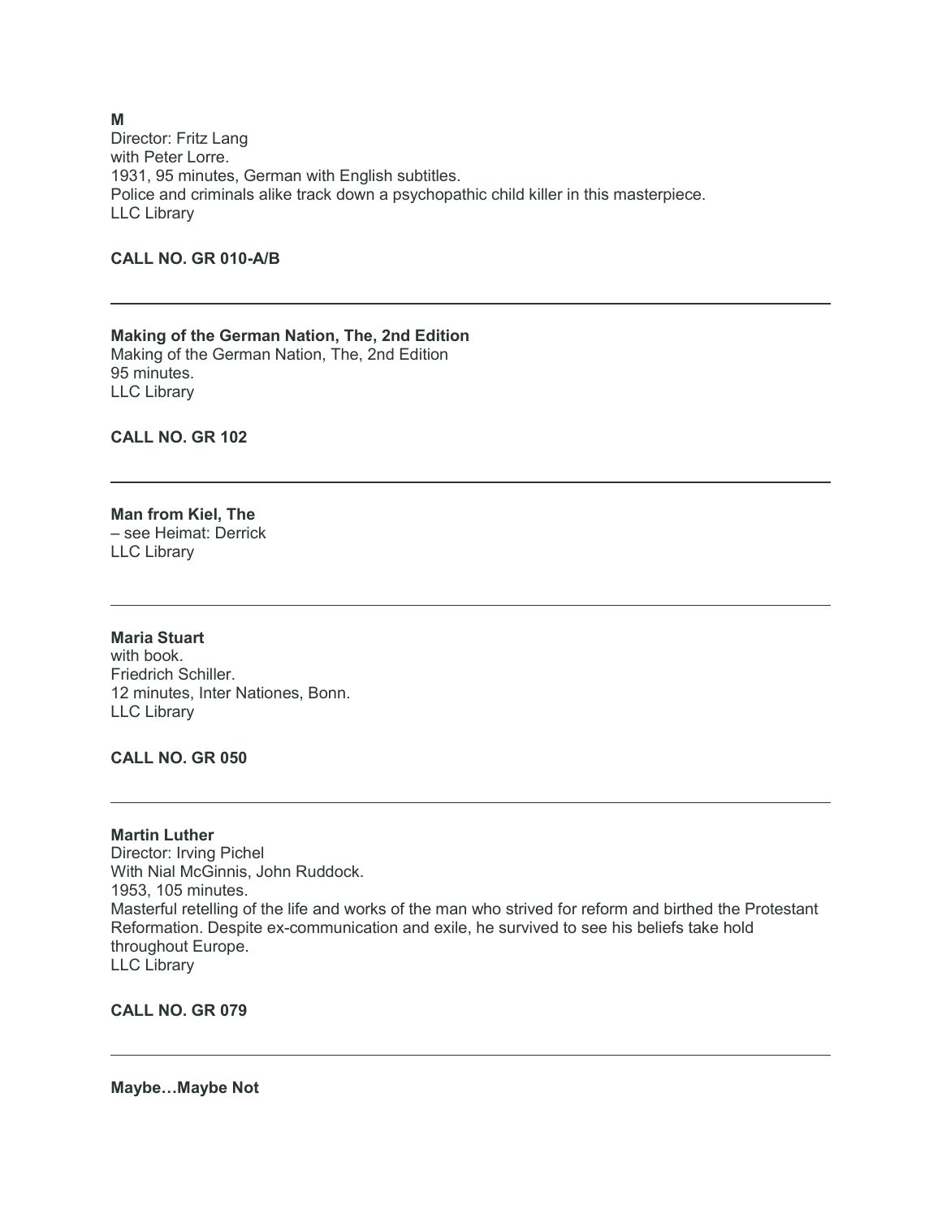**M**
Director: Fritz Lang
with Peter Lorre.
1931, 95 minutes, German with English subtitles.
Police and criminals alike track down a psychopathic child killer in this masterpiece.
LLC Library

**CALL NO. GR 010-A/B**

---

**Making of the German Nation, The, 2nd Edition**
Making of the German Nation, The, 2nd Edition
95 minutes.
LLC Library

**CALL NO. GR 102**

---

**Man from Kiel, The**
– see Heimat: Derrick
LLC Library

---

**Maria Stuart**
with book.
Friedrich Schiller.
12 minutes, Inter Nationes, Bonn.
LLC Library

**CALL NO. GR 050**

---

**Martin Luther**
Director: Irving Pichel
With Nial McGinnis, John Ruddock.
1953, 105 minutes.
Masterful retelling of the life and works of the man who strived for reform and birthed the Protestant Reformation. Despite ex-communication and exile, he survived to see his beliefs take hold throughout Europe.
LLC Library

**CALL NO. GR 079**

---

**Maybe…Maybe Not**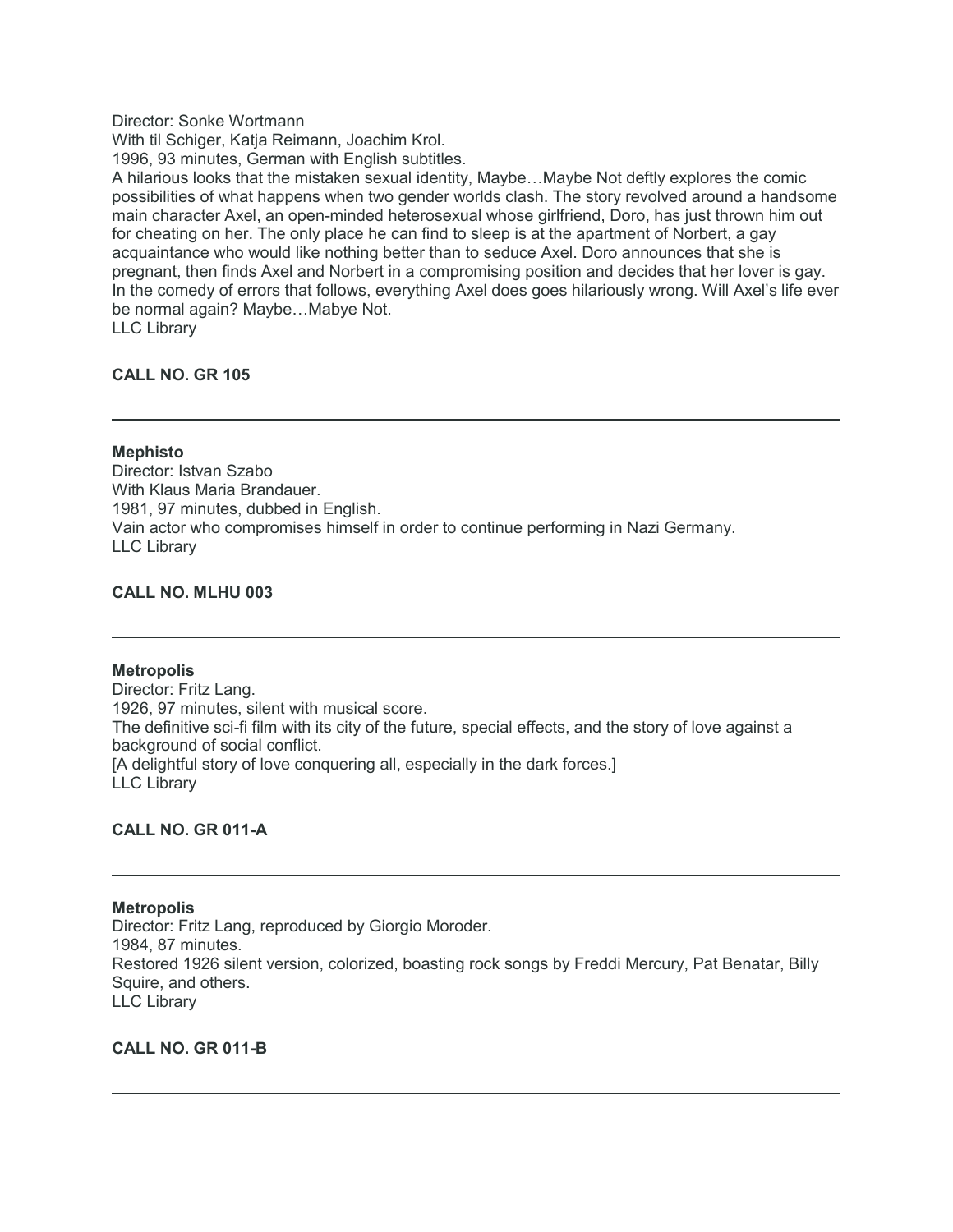Director: Sonke Wortmann
With til Schiger, Katja Reimann, Joachim Krol.
1996, 93 minutes, German with English subtitles.
A hilarious looks that the mistaken sexual identity, Maybe…Maybe Not deftly explores the comic possibilities of what happens when two gender worlds clash. The story revolved around a handsome main character Axel, an open-minded heterosexual whose girlfriend, Doro, has just thrown him out for cheating on her. The only place he can find to sleep is at the apartment of Norbert, a gay acquaintance who would like nothing better than to seduce Axel. Doro announces that she is pregnant, then finds Axel and Norbert in a compromising position and decides that her lover is gay. In the comedy of errors that follows, everything Axel does goes hilariously wrong. Will Axel's life ever be normal again? Maybe…Mabye Not.
LLC Library

**CALL NO. GR 105**

---

**Mephisto**
Director: Istvan Szabo
With Klaus Maria Brandauer.
1981, 97 minutes, dubbed in English.
Vain actor who compromises himself in order to continue performing in Nazi Germany.
LLC Library

**CALL NO. MLHU 003**

---

**Metropolis**
Director: Fritz Lang.
1926, 97 minutes, silent with musical score.
The definitive sci-fi film with its city of the future, special effects, and the story of love against a background of social conflict.
[A delightful story of love conquering all, especially in the dark forces.]
LLC Library

**CALL NO. GR 011-A**

---

**Metropolis**
Director: Fritz Lang, reproduced by Giorgio Moroder.
1984, 87 minutes.
Restored 1926 silent version, colorized, boasting rock songs by Freddi Mercury, Pat Benatar, Billy Squire, and others.
LLC Library

**CALL NO. GR 011-B**

---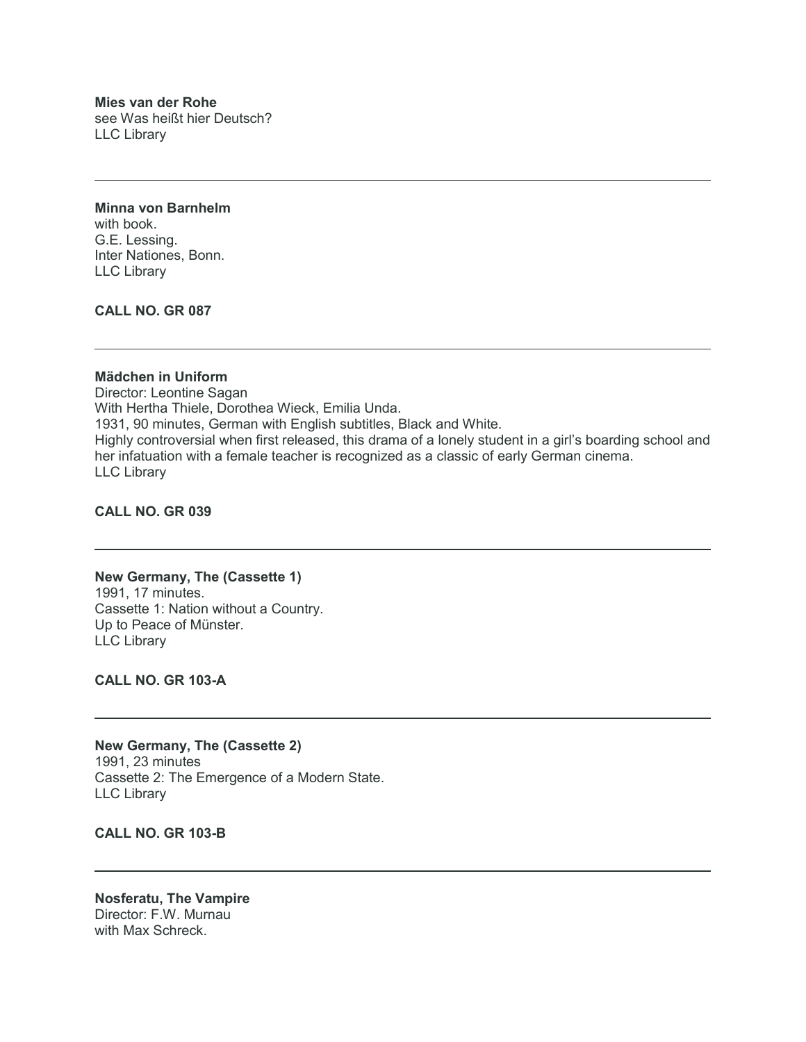**Mies van der Rohe**
see Was heißt hier Deutsch?
LLC Library

---

**Minna von Barnhelm**
with book.
G.E. Lessing.
Inter Nationes, Bonn.
LLC Library

**CALL NO. GR 087**

---

**Mädchen in Uniform**
Director: Leontine Sagan
With Hertha Thiele, Dorothea Wieck, Emilia Unda.
1931, 90 minutes, German with English subtitles, Black and White.
Highly controversial when first released, this drama of a lonely student in a girl's boarding school and her infatuation with a female teacher is recognized as a classic of early German cinema.
LLC Library

**CALL NO. GR 039**

---

**New Germany, The (Cassette 1)**
1991, 17 minutes.
Cassette 1: Nation without a Country.
Up to Peace of Münster.
LLC Library

**CALL NO. GR 103-A**

---

**New Germany, The (Cassette 2)**
1991, 23 minutes
Cassette 2: The Emergence of a Modern State.
LLC Library

**CALL NO. GR 103-B**

---

**Nosferatu, The Vampire**
Director: F.W. Murnau
with Max Schreck.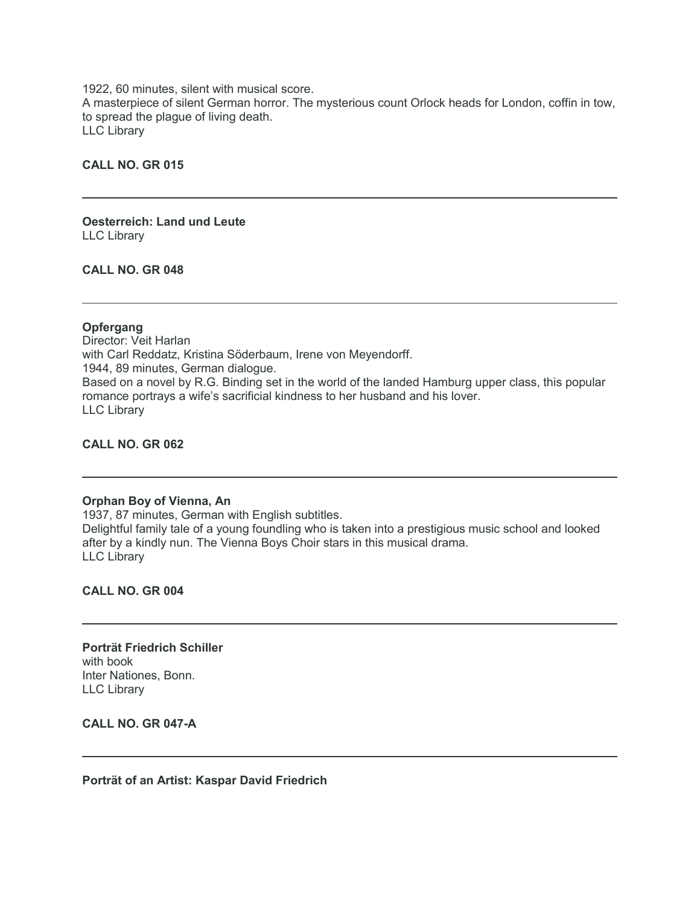1922, 60 minutes, silent with musical score.
A masterpiece of silent German horror. The mysterious count Orlock heads for London, coffin in tow, to spread the plague of living death.
LLC Library

**CALL NO. GR 015**

---

**Oesterreich: Land und Leute**
LLC Library

**CALL NO. GR 048**

---

**Opfergang**
Director: Veit Harlan
with Carl Reddatz, Kristina Söderbaum, Irene von Meyendorff.
1944, 89 minutes, German dialogue.
Based on a novel by R.G. Binding set in the world of the landed Hamburg upper class, this popular romance portrays a wife's sacrificial kindness to her husband and his lover.
LLC Library

**CALL NO. GR 062**

---

**Orphan Boy of Vienna, An**
1937, 87 minutes, German with English subtitles.
Delightful family tale of a young foundling who is taken into a prestigious music school and looked after by a kindly nun. The Vienna Boys Choir stars in this musical drama.
LLC Library

**CALL NO. GR 004**

---

**Porträt Friedrich Schiller**
with book
Inter Nationes, Bonn.
LLC Library

**CALL NO. GR 047-A**

---

**Porträt of an Artist: Kaspar David Friedrich**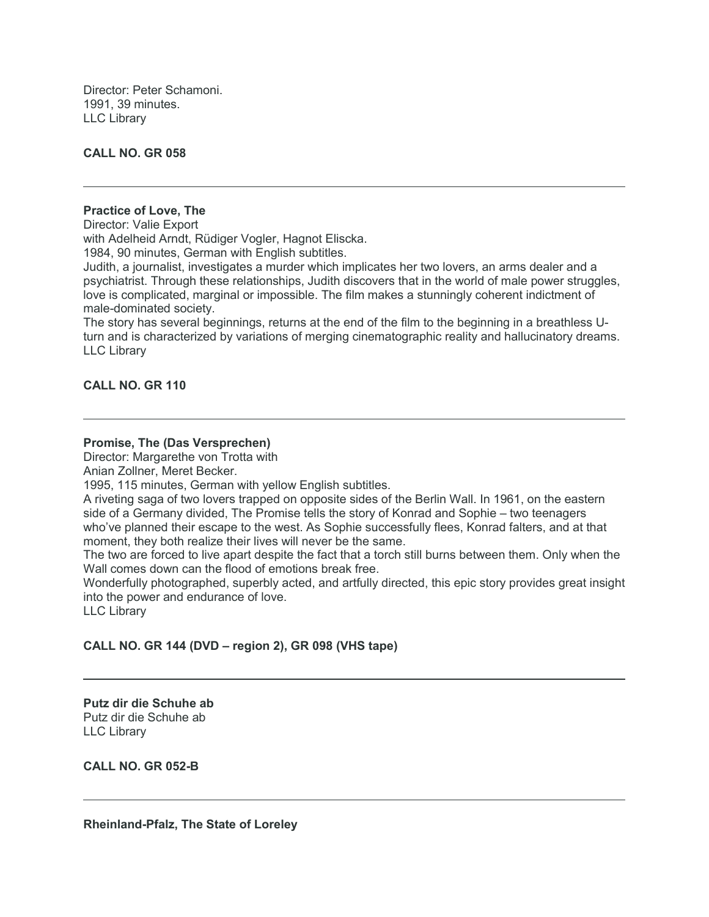Director: Peter Schamoni.
1991, 39 minutes.
LLC Library

**CALL NO. GR 058**

---

**Practice of Love, The**
Director: Valie Export
with Adelheid Arndt, Rüdiger Vogler, Hagnot Eliscka.
1984, 90 minutes, German with English subtitles.
Judith, a journalist, investigates a murder which implicates her two lovers, an arms dealer and a psychiatrist. Through these relationships, Judith discovers that in the world of male power struggles, love is complicated, marginal or impossible. The film makes a stunningly coherent indictment of male-dominated society.
The story has several beginnings, returns at the end of the film to the beginning in a breathless U-turn and is characterized by variations of merging cinematographic reality and hallucinatory dreams.
LLC Library

**CALL NO. GR 110**

---

**Promise, The (Das Versprechen)**
Director: Margarethe von Trotta with
Anian Zollner, Meret Becker.
1995, 115 minutes, German with yellow English subtitles.
A riveting saga of two lovers trapped on opposite sides of the Berlin Wall. In 1961, on the eastern side of a Germany divided, The Promise tells the story of Konrad and Sophie – two teenagers who've planned their escape to the west. As Sophie successfully flees, Konrad falters, and at that moment, they both realize their lives will never be the same.
The two are forced to live apart despite the fact that a torch still burns between them. Only when the Wall comes down can the flood of emotions break free.
Wonderfully photographed, superbly acted, and artfully directed, this epic story provides great insight into the power and endurance of love.
LLC Library

**CALL NO. GR 144 (DVD – region 2), GR 098 (VHS tape)**

---

**Putz dir die Schuhe ab**
Putz dir die Schuhe ab
LLC Library

**CALL NO. GR 052-B**

---

**Rheinland-Pfalz, The State of Loreley**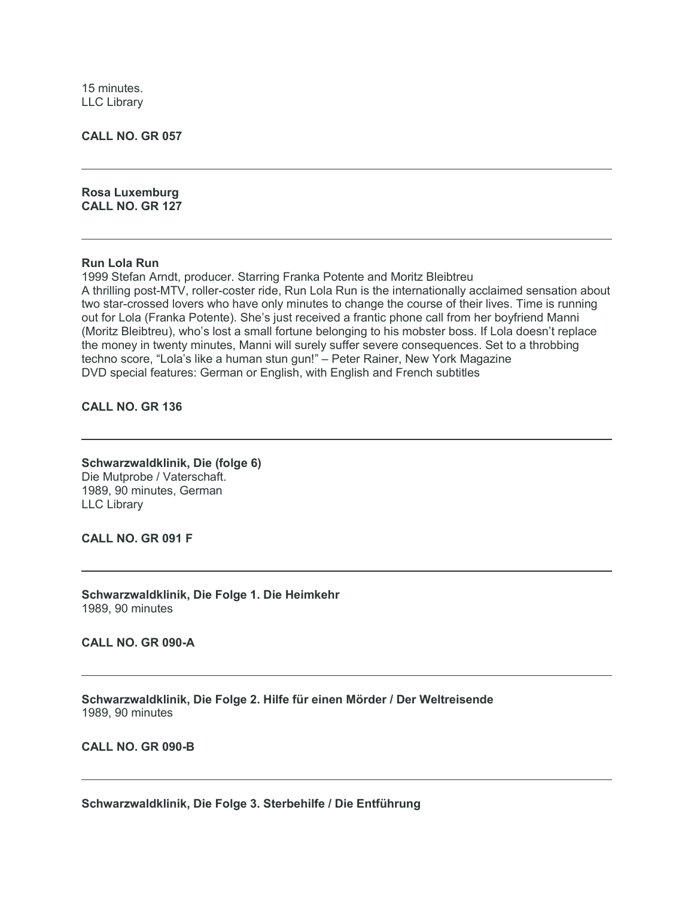15 minutes.
LLC Library

**CALL NO. GR 057**

---

**Rosa Luxemburg**
**CALL NO. GR 127**

---

**Run Lola Run**
1999 Stefan Arndt, producer. Starring Franka Potente and Moritz Bleibtreu
A thrilling post-MTV, roller-coster ride, Run Lola Run is the internationally acclaimed sensation about two star-crossed lovers who have only minutes to change the course of their lives. Time is running out for Lola (Franka Potente). She's just received a frantic phone call from her boyfriend Manni (Moritz Bleibtreu), who's lost a small fortune belonging to his mobster boss. If Lola doesn't replace the money in twenty minutes, Manni will surely suffer severe consequences. Set to a throbbing techno score, "Lola's like a human stun gun!" – Peter Rainer, New York Magazine
DVD special features: German or English, with English and French subtitles

**CALL NO. GR 136**

---

**Schwarzwaldklinik, Die (folge 6)**
Die Mutprobe / Vaterschaft.
1989, 90 minutes, German
LLC Library

**CALL NO. GR 091 F**

---

**Schwarzwaldklinik, Die Folge 1. Die Heimkehr**
1989, 90 minutes

**CALL NO. GR 090-A**

---

**Schwarzwaldklinik, Die Folge 2. Hilfe für einen Mörder / Der Weltreisende**
1989, 90 minutes

**CALL NO. GR 090-B**

---

**Schwarzwaldklinik, Die Folge 3. Sterbehilfe / Die Entführung**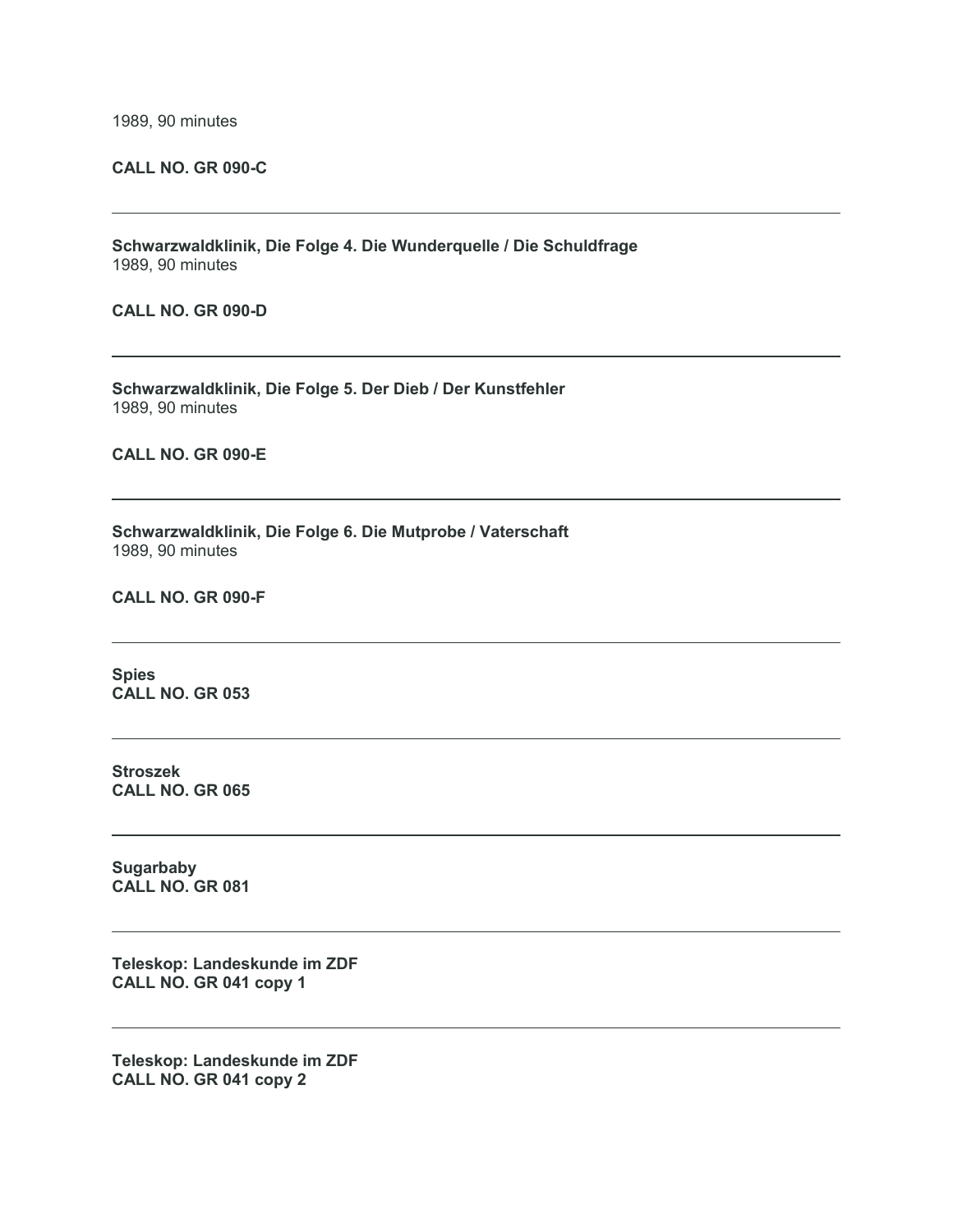1989, 90 minutes

**CALL NO. GR 090-C**

---

**Schwarzwaldklinik, Die Folge 4. Die Wunderquelle / Die Schuldfrage**
1989, 90 minutes

**CALL NO. GR 090-D**

---

**Schwarzwaldklinik, Die Folge 5. Der Dieb / Der Kunstfehler**
1989, 90 minutes

**CALL NO. GR 090-E**

---

**Schwarzwaldklinik, Die Folge 6. Die Mutprobe / Vaterschaft**
1989, 90 minutes

**CALL NO. GR 090-F**

---

**Spies**
**CALL NO. GR 053**

---

**Stroszek**
**CALL NO. GR 065**

---

**Sugarbaby**
**CALL NO. GR 081**

---

**Teleskop: Landeskunde im ZDF**
**CALL NO. GR 041 copy 1**

---

**Teleskop: Landeskunde im ZDF**
**CALL NO. GR 041 copy 2**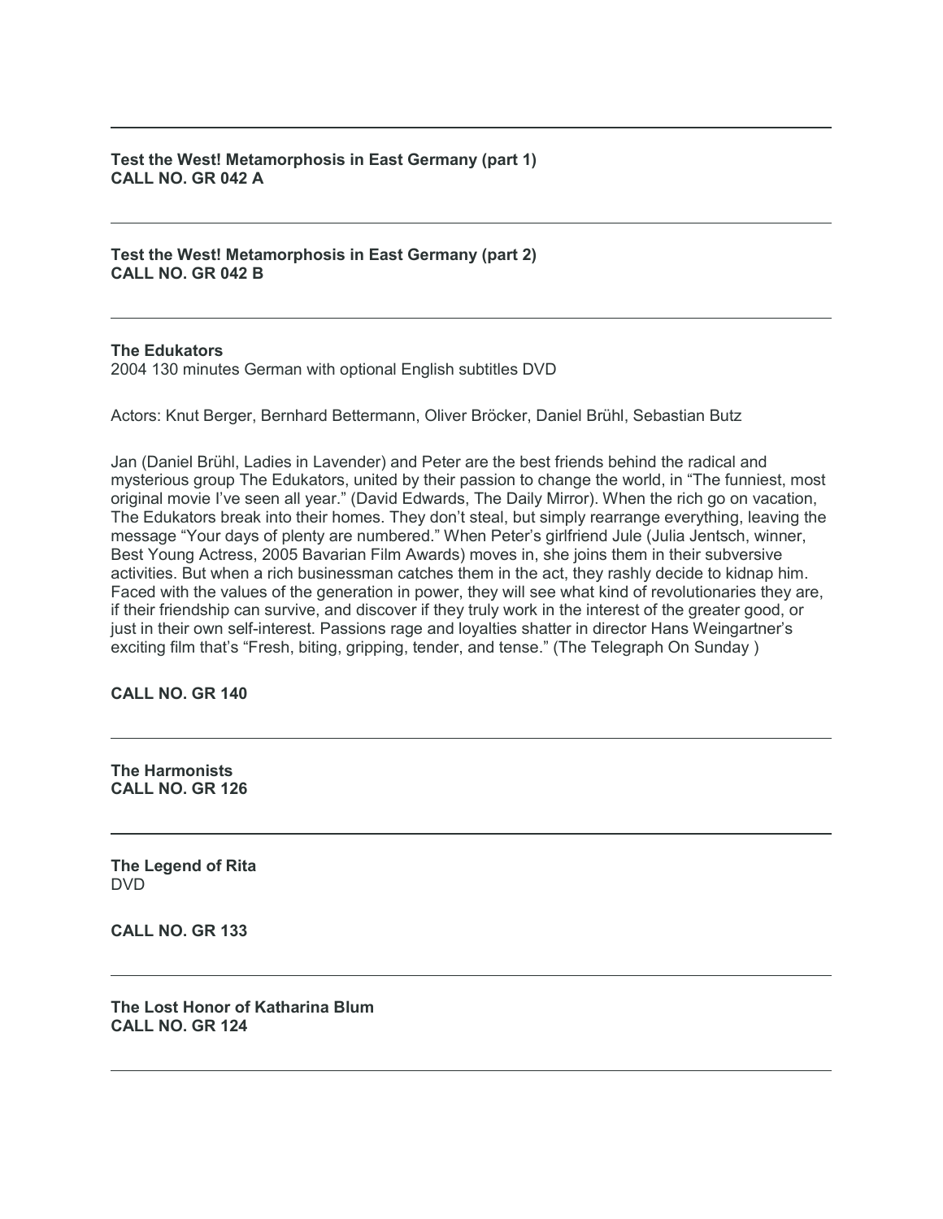---

**Test the West! Metamorphosis in East Germany (part 1)**
**CALL NO. GR 042 A**

---

**Test the West! Metamorphosis in East Germany (part 2)**
**CALL NO. GR 042 B**

---

**The Edukators**
2004 130 minutes German with optional English subtitles DVD

Actors: Knut Berger, Bernhard Bettermann, Oliver Bröcker, Daniel Brühl, Sebastian Butz

Jan (Daniel Brühl, Ladies in Lavender) and Peter are the best friends behind the radical and mysterious group The Edukators, united by their passion to change the world, in "The funniest, most original movie I've seen all year." (David Edwards, The Daily Mirror). When the rich go on vacation, The Edukators break into their homes. They don't steal, but simply rearrange everything, leaving the message "Your days of plenty are numbered." When Peter's girlfriend Jule (Julia Jentsch, winner, Best Young Actress, 2005 Bavarian Film Awards) moves in, she joins them in their subversive activities. But when a rich businessman catches them in the act, they rashly decide to kidnap him. Faced with the values of the generation in power, they will see what kind of revolutionaries they are, if their friendship can survive, and discover if they truly work in the interest of the greater good, or just in their own self-interest. Passions rage and loyalties shatter in director Hans Weingartner's exciting film that's "Fresh, biting, gripping, tender, and tense." (The Telegraph On Sunday )

**CALL NO. GR 140**

---

**The Harmonists**
**CALL NO. GR 126**

---

**The Legend of Rita**
DVD

**CALL NO. GR 133**

---

**The Lost Honor of Katharina Blum**
**CALL NO. GR 124**

---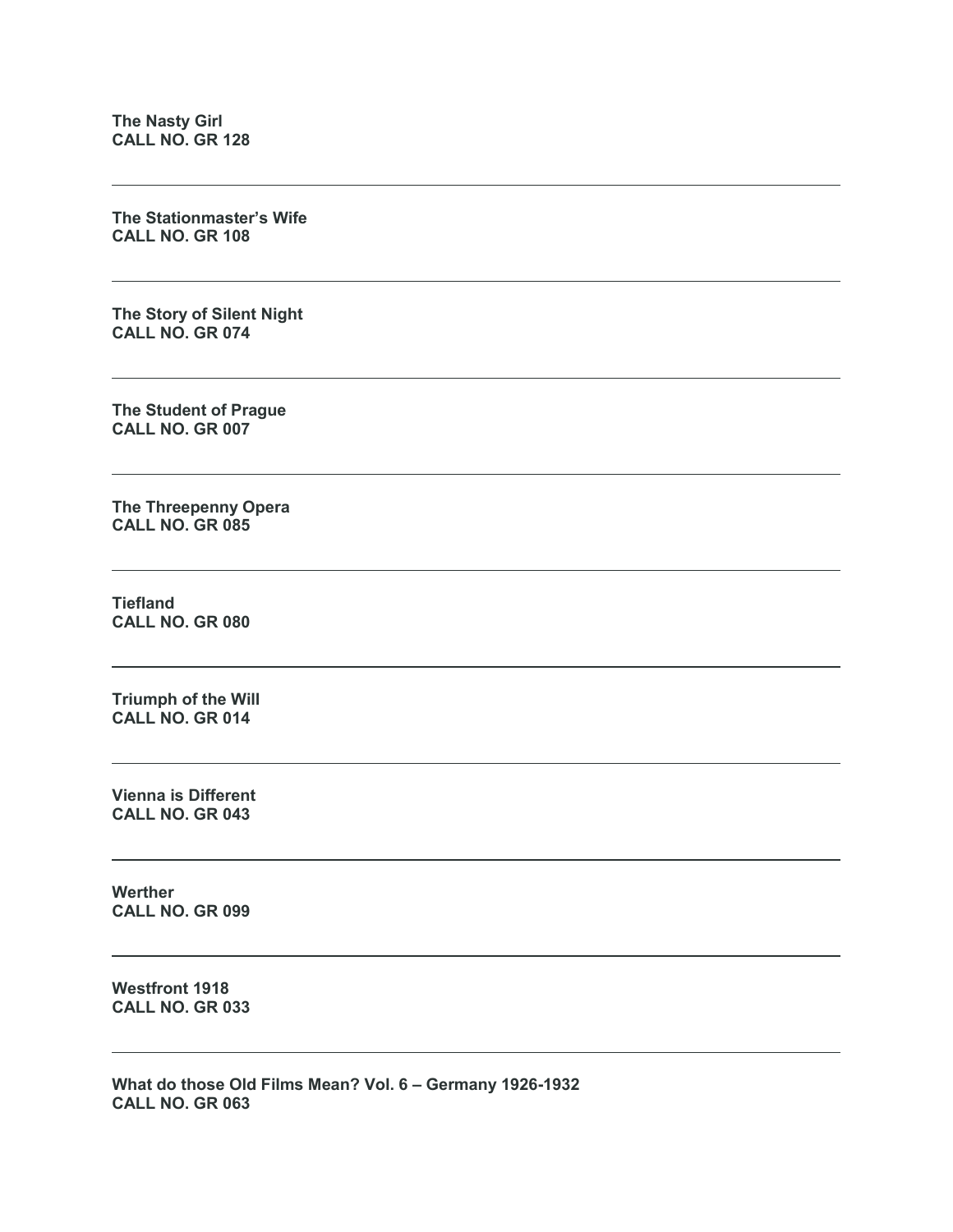**The Nasty Girl**
**CALL NO. GR 128**

---

**The Stationmaster's Wife**
**CALL NO. GR 108**

---

**The Story of Silent Night**
**CALL NO. GR 074**

---

**The Student of Prague**
**CALL NO. GR 007**

---

**The Threepenny Opera**
**CALL NO. GR 085**

---

**Tiefland**
**CALL NO. GR 080**

---

**Triumph of the Will**
**CALL NO. GR 014**

---

**Vienna is Different**
**CALL NO. GR 043**

---

**Werther**
**CALL NO. GR 099**

---

**Westfront 1918**
**CALL NO. GR 033**

---

**What do those Old Films Mean? Vol. 6 – Germany 1926-1932**
**CALL NO. GR 063**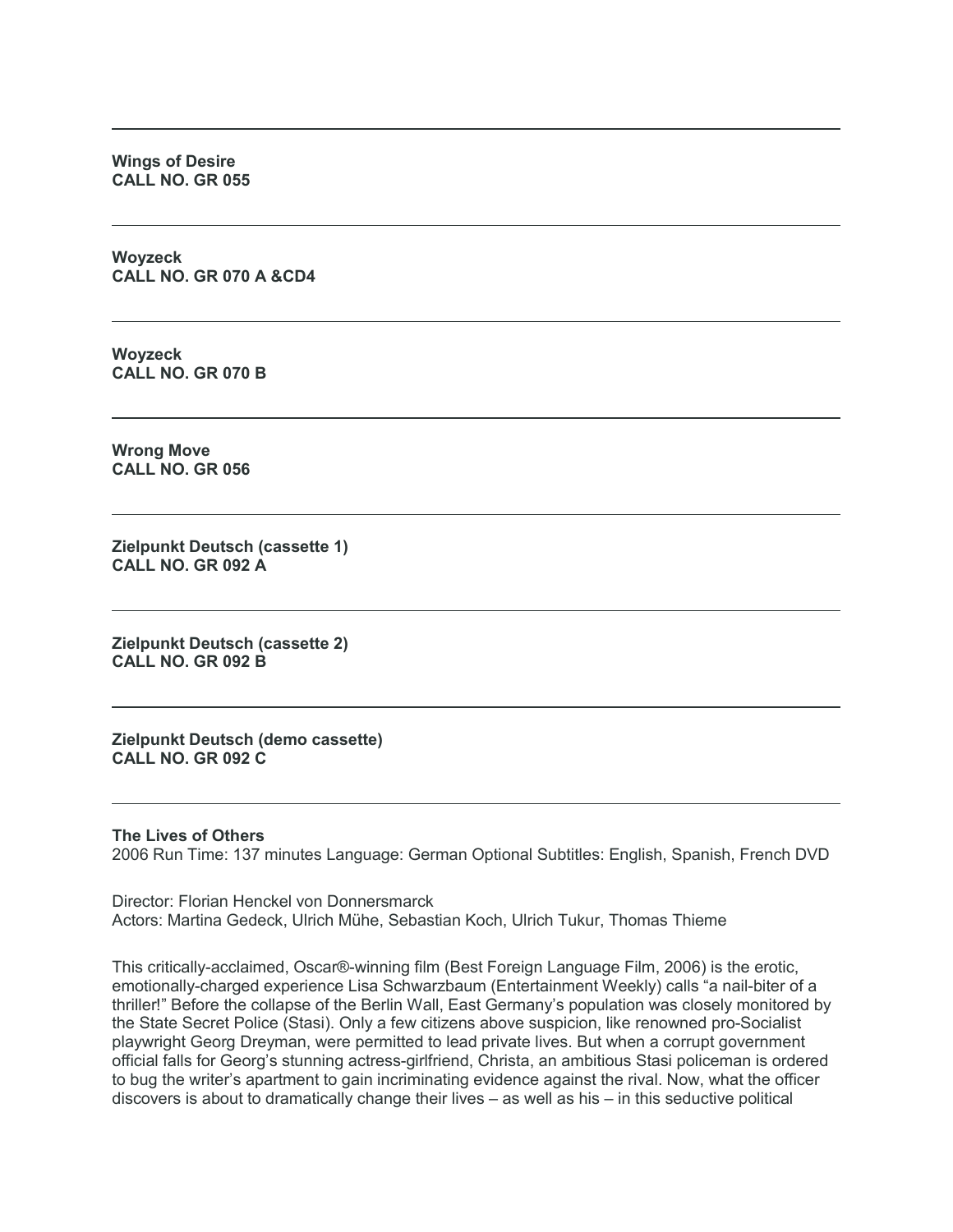---

**Wings of Desire**
**CALL NO. GR 055**

---

**Woyzeck**
**CALL NO. GR 070 A &CD4**

---

**Woyzeck**
**CALL NO. GR 070 B**

---

**Wrong Move**
**CALL NO. GR 056**

---

**Zielpunkt Deutsch (cassette 1)**
**CALL NO. GR 092 A**

---

**Zielpunkt Deutsch (cassette 2)**
**CALL NO. GR 092 B**

---

**Zielpunkt Deutsch (demo cassette)**
**CALL NO. GR 092 C**

---

**The Lives of Others**
2006 Run Time: 137 minutes Language: German Optional Subtitles: English, Spanish, French DVD

Director: Florian Henckel von Donnersmarck
Actors: Martina Gedeck, Ulrich Mühe, Sebastian Koch, Ulrich Tukur, Thomas Thieme

This critically-acclaimed, Oscar®-winning film (Best Foreign Language Film, 2006) is the erotic, emotionally-charged experience Lisa Schwarzbaum (Entertainment Weekly) calls "a nail-biter of a thriller!" Before the collapse of the Berlin Wall, East Germany's population was closely monitored by the State Secret Police (Stasi). Only a few citizens above suspicion, like renowned pro-Socialist playwright Georg Dreyman, were permitted to lead private lives. But when a corrupt government official falls for Georg's stunning actress-girlfriend, Christa, an ambitious Stasi policeman is ordered to bug the writer's apartment to gain incriminating evidence against the rival. Now, what the officer discovers is about to dramatically change their lives – as well as his – in this seductive political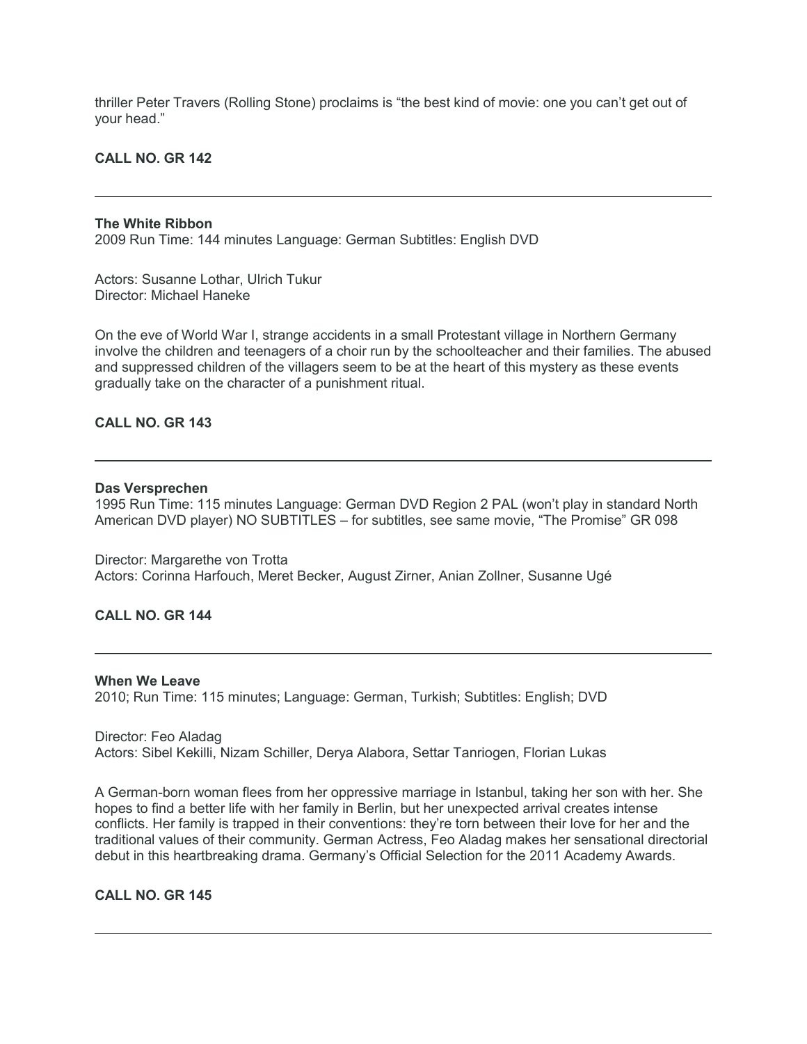thriller Peter Travers (Rolling Stone) proclaims is "the best kind of movie: one you can't get out of your head."

**CALL NO. GR 142**

---

**The White Ribbon**
2009 Run Time: 144 minutes Language: German Subtitles: English DVD

Actors: Susanne Lothar, Ulrich Tukur
Director: Michael Haneke

On the eve of World War I, strange accidents in a small Protestant village in Northern Germany involve the children and teenagers of a choir run by the schoolteacher and their families. The abused and suppressed children of the villagers seem to be at the heart of this mystery as these events gradually take on the character of a punishment ritual.

**CALL NO. GR 143**

---

**Das Versprechen**
1995 Run Time: 115 minutes Language: German DVD Region 2 PAL (won't play in standard North American DVD player) NO SUBTITLES – for subtitles, see same movie, "The Promise" GR 098

Director: Margarethe von Trotta
Actors: Corinna Harfouch, Meret Becker, August Zirner, Anian Zollner, Susanne Ugé

**CALL NO. GR 144**

---

**When We Leave**
2010; Run Time: 115 minutes; Language: German, Turkish; Subtitles: English; DVD

Director: Feo Aladag
Actors: Sibel Kekilli, Nizam Schiller, Derya Alabora, Settar Tanriogen, Florian Lukas

A German-born woman flees from her oppressive marriage in Istanbul, taking her son with her. She hopes to find a better life with her family in Berlin, but her unexpected arrival creates intense conflicts. Her family is trapped in their conventions: they're torn between their love for her and the traditional values of their community. German Actress, Feo Aladag makes her sensational directorial debut in this heartbreaking drama. Germany's Official Selection for the 2011 Academy Awards.

**CALL NO. GR 145**

---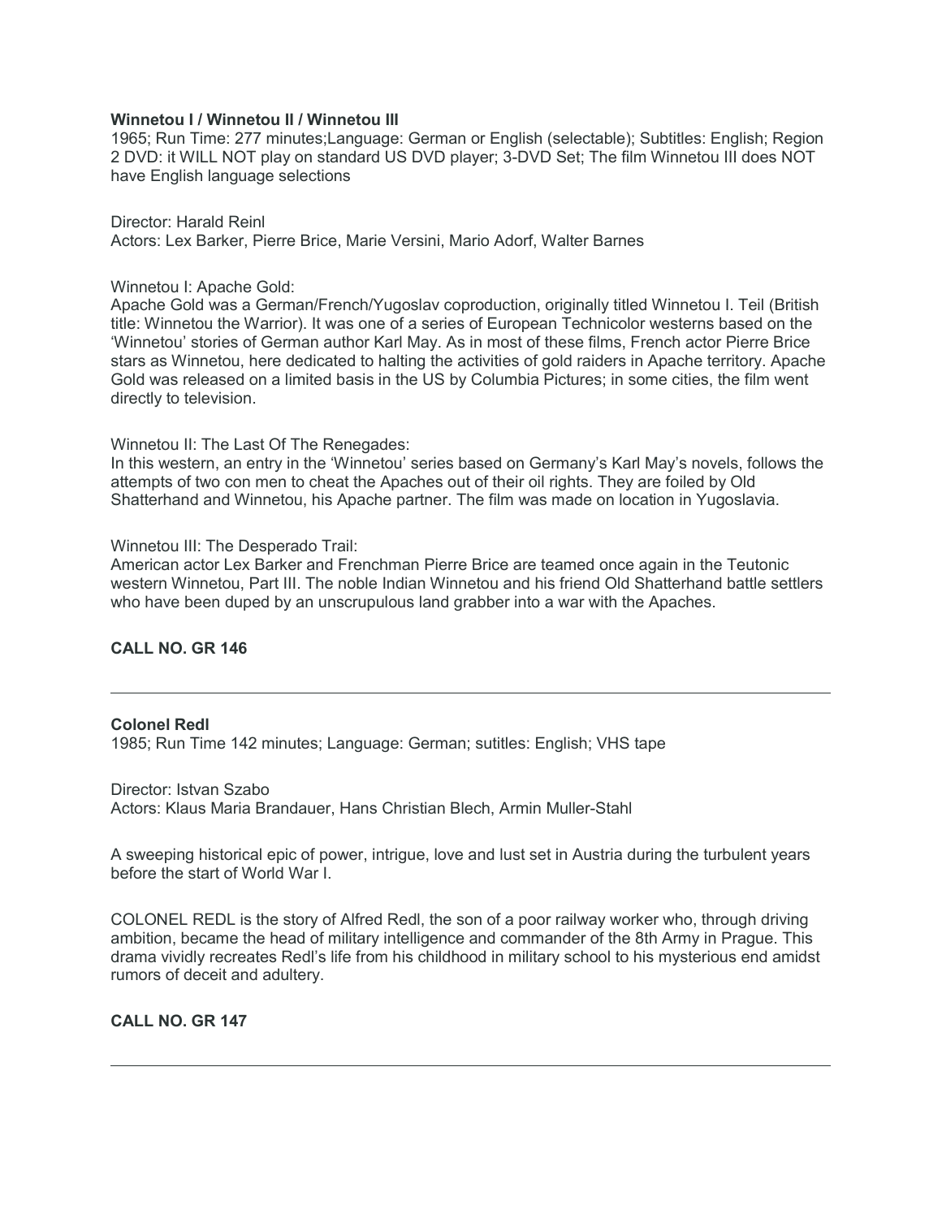**Winnetou I / Winnetou II / Winnetou III**

1965; Run Time: 277 minutes;Language: German or English (selectable); Subtitles: English; Region 2 DVD: it WILL NOT play on standard US DVD player; 3-DVD Set; The film Winnetou III does NOT have English language selections

Director: Harald Reinl
Actors: Lex Barker, Pierre Brice, Marie Versini, Mario Adorf, Walter Barnes

Winnetou I: Apache Gold:
Apache Gold was a German/French/Yugoslav coproduction, originally titled Winnetou I. Teil (British title: Winnetou the Warrior). It was one of a series of European Technicolor westerns based on the 'Winnetou' stories of German author Karl May. As in most of these films, French actor Pierre Brice stars as Winnetou, here dedicated to halting the activities of gold raiders in Apache territory. Apache Gold was released on a limited basis in the US by Columbia Pictures; in some cities, the film went directly to television.

Winnetou II: The Last Of The Renegades:
In this western, an entry in the 'Winnetou' series based on Germany's Karl May's novels, follows the attempts of two con men to cheat the Apaches out of their oil rights. They are foiled by Old Shatterhand and Winnetou, his Apache partner. The film was made on location in Yugoslavia.

Winnetou III: The Desperado Trail:
American actor Lex Barker and Frenchman Pierre Brice are teamed once again in the Teutonic western Winnetou, Part III. The noble Indian Winnetou and his friend Old Shatterhand battle settlers who have been duped by an unscrupulous land grabber into a war with the Apaches.

**CALL NO. GR 146**

---

**Colonel Redl**

1985; Run Time 142 minutes; Language: German; sutitles: English; VHS tape

Director: Istvan Szabo
Actors: Klaus Maria Brandauer, Hans Christian Blech, Armin Muller-Stahl

A sweeping historical epic of power, intrigue, love and lust set in Austria during the turbulent years before the start of World War I.

COLONEL REDL is the story of Alfred Redl, the son of a poor railway worker who, through driving ambition, became the head of military intelligence and commander of the 8th Army in Prague. This drama vividly recreates Redl's life from his childhood in military school to his mysterious end amidst rumors of deceit and adultery.

**CALL NO. GR 147**

---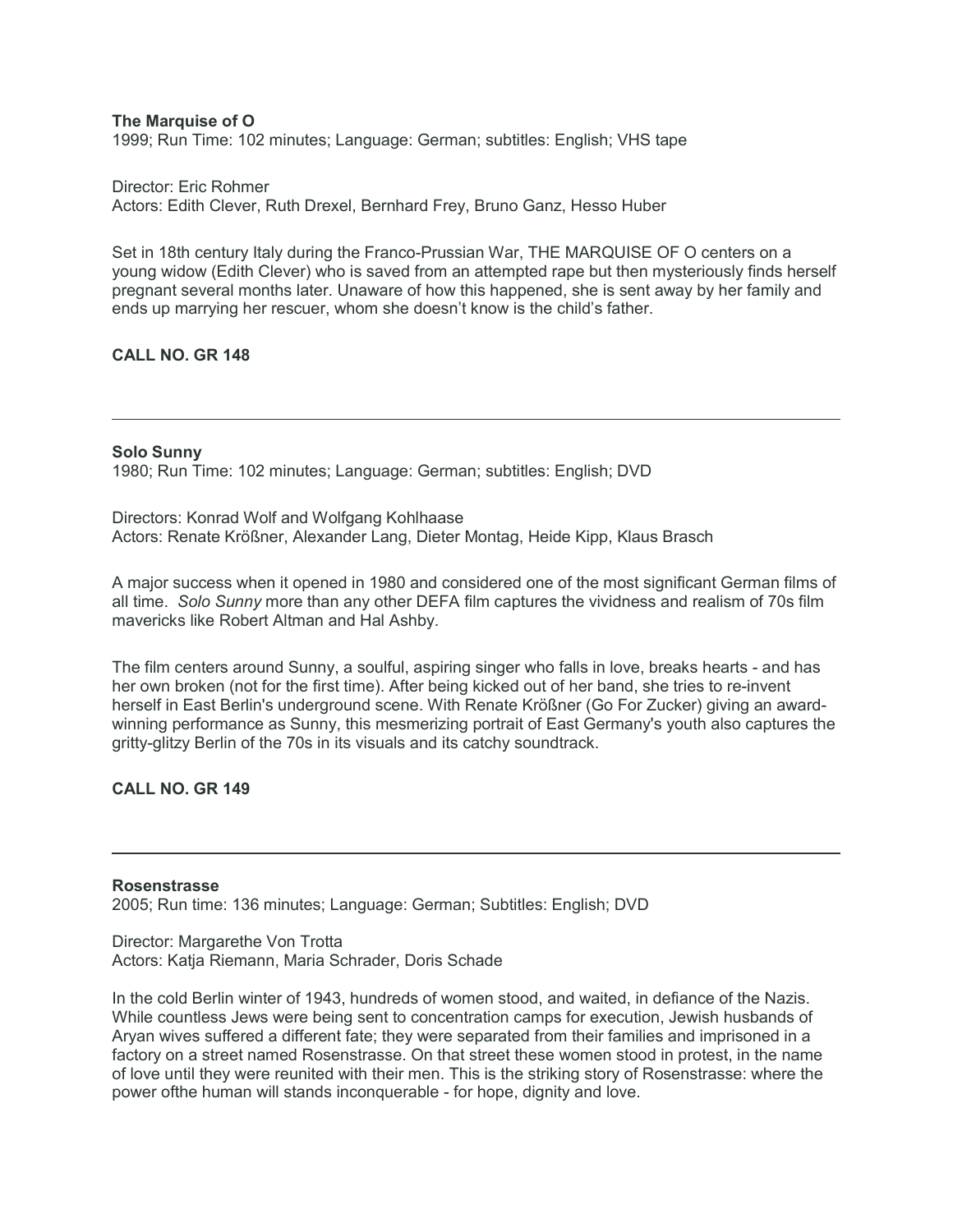**The Marquise of O**

1999; Run Time: 102 minutes; Language: German; subtitles: English; VHS tape

Director: Eric Rohmer
Actors: Edith Clever, Ruth Drexel, Bernhard Frey, Bruno Ganz, Hesso Huber

Set in 18th century Italy during the Franco-Prussian War, THE MARQUISE OF O centers on a young widow (Edith Clever) who is saved from an attempted rape but then mysteriously finds herself pregnant several months later. Unaware of how this happened, she is sent away by her family and ends up marrying her rescuer, whom she doesn't know is the child's father.

**CALL NO. GR 148**

---

**Solo Sunny**

1980; Run Time: 102 minutes; Language: German; subtitles: English; DVD

Directors: Konrad Wolf and Wolfgang Kohlhaase
Actors: Renate Krößner, Alexander Lang, Dieter Montag, Heide Kipp, Klaus Brasch

A major success when it opened in 1980 and considered one of the most significant German films of all time. *Solo Sunny* more than any other DEFA film captures the vividness and realism of 70s film mavericks like Robert Altman and Hal Ashby.

The film centers around Sunny, a soulful, aspiring singer who falls in love, breaks hearts - and has her own broken (not for the first time). After being kicked out of her band, she tries to re-invent herself in East Berlin's underground scene. With Renate Krößner (Go For Zucker) giving an award-winning performance as Sunny, this mesmerizing portrait of East Germany's youth also captures the gritty-glitzy Berlin of the 70s in its visuals and its catchy soundtrack.

**CALL NO. GR 149**

---

**Rosenstrasse**

2005; Run time: 136 minutes; Language: German; Subtitles: English; DVD

Director: Margarethe Von Trotta
Actors: Katja Riemann, Maria Schrader, Doris Schade

In the cold Berlin winter of 1943, hundreds of women stood, and waited, in defiance of the Nazis. While countless Jews were being sent to concentration camps for execution, Jewish husbands of Aryan wives suffered a different fate; they were separated from their families and imprisoned in a factory on a street named Rosenstrasse. On that street these women stood in protest, in the name of love until they were reunited with their men. This is the striking story of Rosenstrasse: where the power ofthe human will stands inconquerable - for hope, dignity and love.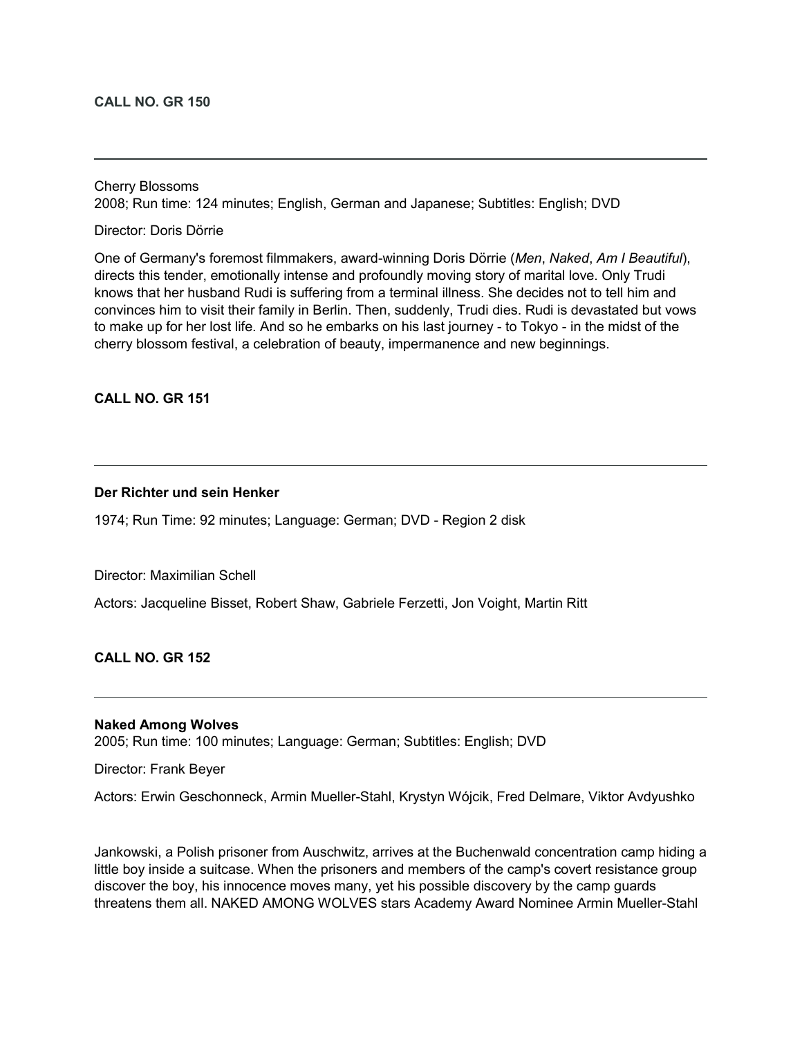**CALL NO. GR 150**

---

Cherry Blossoms
2008; Run time: 124 minutes; English, German and Japanese; Subtitles: English; DVD

Director: Doris Dörrie

One of Germany's foremost filmmakers, award-winning Doris Dörrie (*Men*, *Naked*, *Am I Beautiful*), directs this tender, emotionally intense and profoundly moving story of marital love. Only Trudi knows that her husband Rudi is suffering from a terminal illness. She decides not to tell him and convinces him to visit their family in Berlin. Then, suddenly, Trudi dies. Rudi is devastated but vows to make up for her lost life. And so he embarks on his last journey - to Tokyo - in the midst of the cherry blossom festival, a celebration of beauty, impermanence and new beginnings.

**CALL NO. GR 151**

---

**Der Richter und sein Henker**

1974; Run Time: 92 minutes; Language: German; DVD - Region 2 disk

Director: Maximilian Schell

Actors: Jacqueline Bisset, Robert Shaw, Gabriele Ferzetti, Jon Voight, Martin Ritt

**CALL NO. GR 152**

---

**Naked Among Wolves**
2005; Run time: 100 minutes; Language: German; Subtitles: English; DVD

Director: Frank Beyer

Actors: Erwin Geschonneck, Armin Mueller-Stahl, Krystyn Wójcik, Fred Delmare, Viktor Avdyushko

Jankowski, a Polish prisoner from Auschwitz, arrives at the Buchenwald concentration camp hiding a little boy inside a suitcase. When the prisoners and members of the camp's covert resistance group discover the boy, his innocence moves many, yet his possible discovery by the camp guards threatens them all. NAKED AMONG WOLVES stars Academy Award Nominee Armin Mueller-Stahl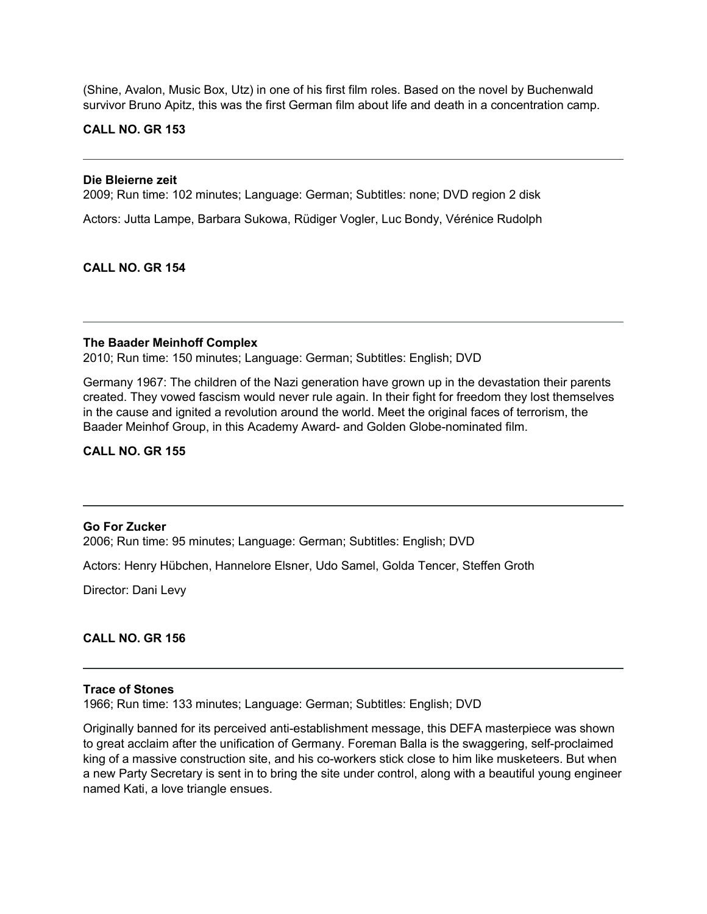(Shine, Avalon, Music Box, Utz) in one of his first film roles. Based on the novel by Buchenwald survivor Bruno Apitz, this was the first German film about life and death in a concentration camp.

**CALL NO. GR 153**

---

**Die Bleierne zeit**
2009; Run time: 102 minutes; Language: German; Subtitles: none; DVD region 2 disk

Actors: Jutta Lampe, Barbara Sukowa, Rüdiger Vogler, Luc Bondy, Vérénice Rudolph

**CALL NO. GR 154**

---

**The Baader Meinhoff Complex**
2010; Run time: 150 minutes; Language: German; Subtitles: English; DVD

Germany 1967: The children of the Nazi generation have grown up in the devastation their parents created. They vowed fascism would never rule again. In their fight for freedom they lost themselves in the cause and ignited a revolution around the world. Meet the original faces of terrorism, the Baader Meinhof Group, in this Academy Award- and Golden Globe-nominated film.

**CALL NO. GR 155**

---

**Go For Zucker**
2006; Run time: 95 minutes; Language: German; Subtitles: English; DVD

Actors: Henry Hübchen, Hannelore Elsner, Udo Samel, Golda Tencer, Steffen Groth

Director: Dani Levy

**CALL NO. GR 156**

---

**Trace of Stones**
1966; Run time: 133 minutes; Language: German; Subtitles: English; DVD

Originally banned for its perceived anti-establishment message, this DEFA masterpiece was shown to great acclaim after the unification of Germany. Foreman Balla is the swaggering, self-proclaimed king of a massive construction site, and his co-workers stick close to him like musketeers. But when a new Party Secretary is sent in to bring the site under control, along with a beautiful young engineer named Kati, a love triangle ensues.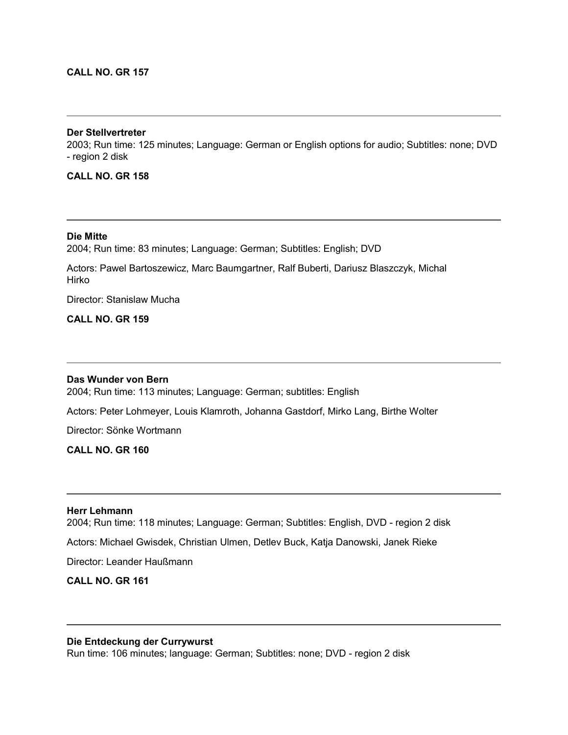**CALL NO. GR 157**

---

**Der Stellvertreter**
2003; Run time: 125 minutes; Language: German or English options for audio; Subtitles: none; DVD - region 2 disk

**CALL NO. GR 158**

---

**Die Mitte**
2004; Run time: 83 minutes; Language: German; Subtitles: English; DVD

Actors: Pawel Bartoszewicz, Marc Baumgartner, Ralf Buberti, Dariusz Blaszczyk, Michal Hirko

Director: Stanislaw Mucha

**CALL NO. GR 159**

---

**Das Wunder von Bern**
2004; Run time: 113 minutes; Language: German; subtitles: English

Actors: Peter Lohmeyer, Louis Klamroth, Johanna Gastdorf, Mirko Lang, Birthe Wolter

Director: Sönke Wortmann

**CALL NO. GR 160**

---

**Herr Lehmann**
2004; Run time: 118 minutes; Language: German; Subtitles: English, DVD - region 2 disk

Actors: Michael Gwisdek, Christian Ulmen, Detlev Buck, Katja Danowski, Janek Rieke

Director: Leander Haußmann

**CALL NO. GR 161**

---

**Die Entdeckung der Currywurst**
Run time: 106 minutes; language: German; Subtitles: none; DVD - region 2 disk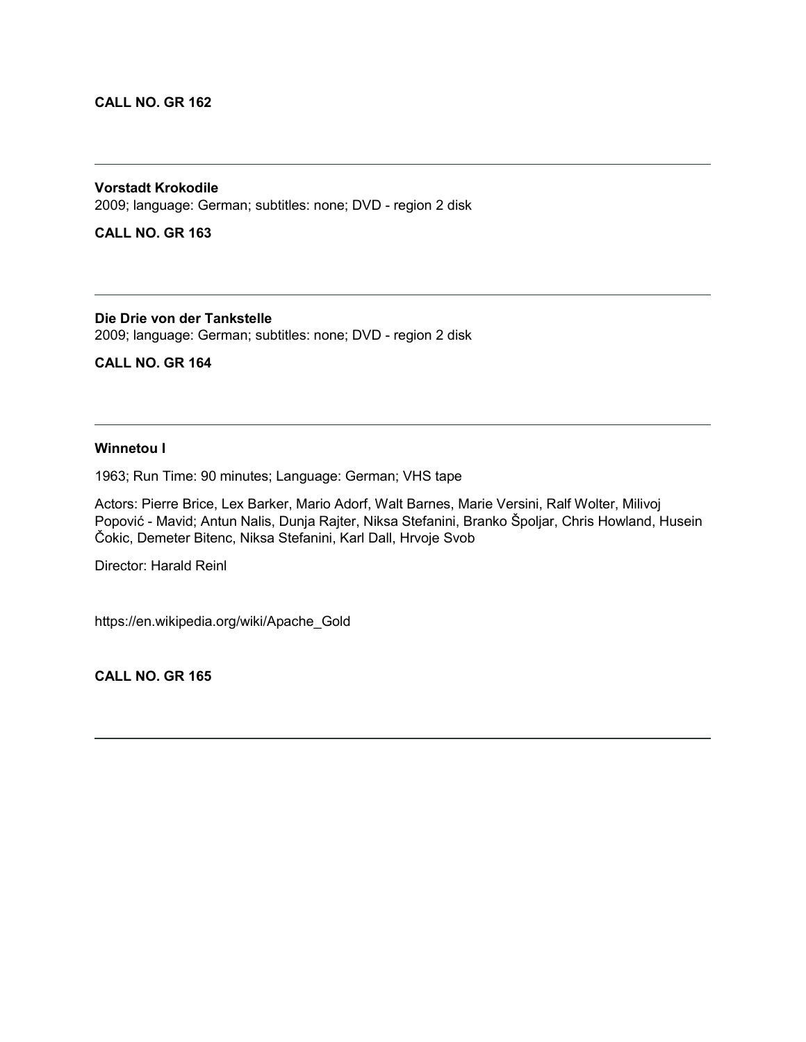**CALL NO. GR 162**

---

**Vorstadt Krokodile**
2009; language: German; subtitles: none; DVD - region 2 disk

**CALL NO. GR 163**

---

**Die Drie von der Tankstelle**
2009; language: German; subtitles: none; DVD - region 2 disk

**CALL NO. GR 164**

---

**Winnetou I**

1963; Run Time: 90 minutes; Language: German; VHS tape

Actors: Pierre Brice, Lex Barker, Mario Adorf, Walt Barnes, Marie Versini, Ralf Wolter, Milivoj Popović - Mavid; Antun Nalis, Dunja Rajter, Niksa Stefanini, Branko Špoljar, Chris Howland, Husein Čokic, Demeter Bitenc, Niksa Stefanini, Karl Dall, Hrvoje Svob

Director: Harald Reinl

https://en.wikipedia.org/wiki/Apache_Gold

**CALL NO. GR 165**

---